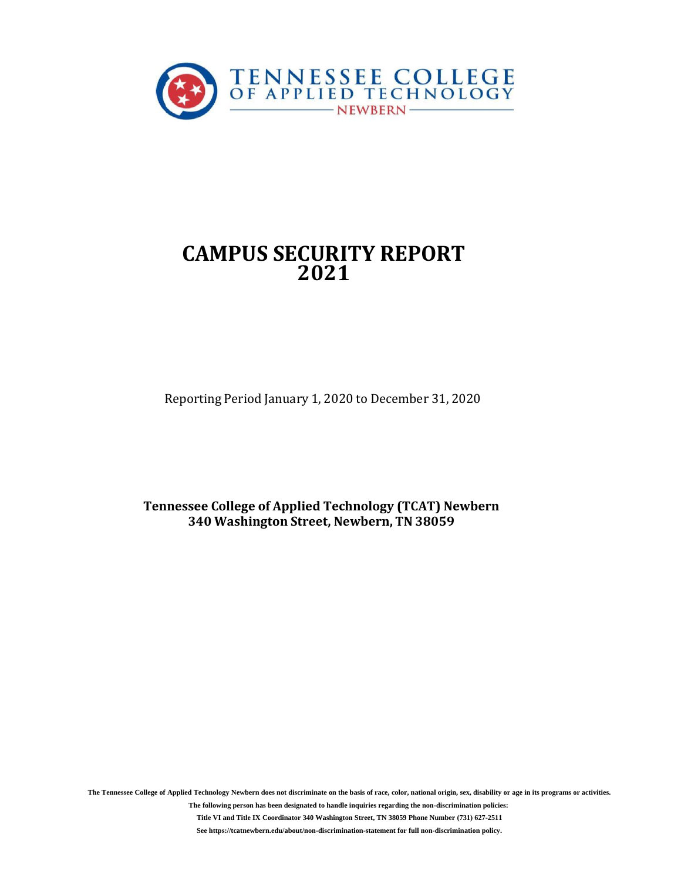TENNESSEE COLLEGE OF APPLIED TECHNOLOGY

NEWBERN

# CAMPUS SECURITY REPORT 2021

Reporting Period January 1, 2020 to December 31, 2020

**Tennessee College of Applied Technology (TCAT) Newbern**
**340 Washington Street, Newbern, TN 38059**

**The Tennessee College of Applied Technology Newbern does not discriminate on the basis of race, color, national origin, sex, disability or age in its programs or activities.**

**The following person has been designated to handle inquiries regarding the non-discrimination policies:**

**Title VI and Title IX Coordinator 340 Washington Street, TN 38059 Phone Number (731) 627-2511**

**See https://tcatnewbern.edu/about/non-discrimination-statement for full non-discrimination policy.**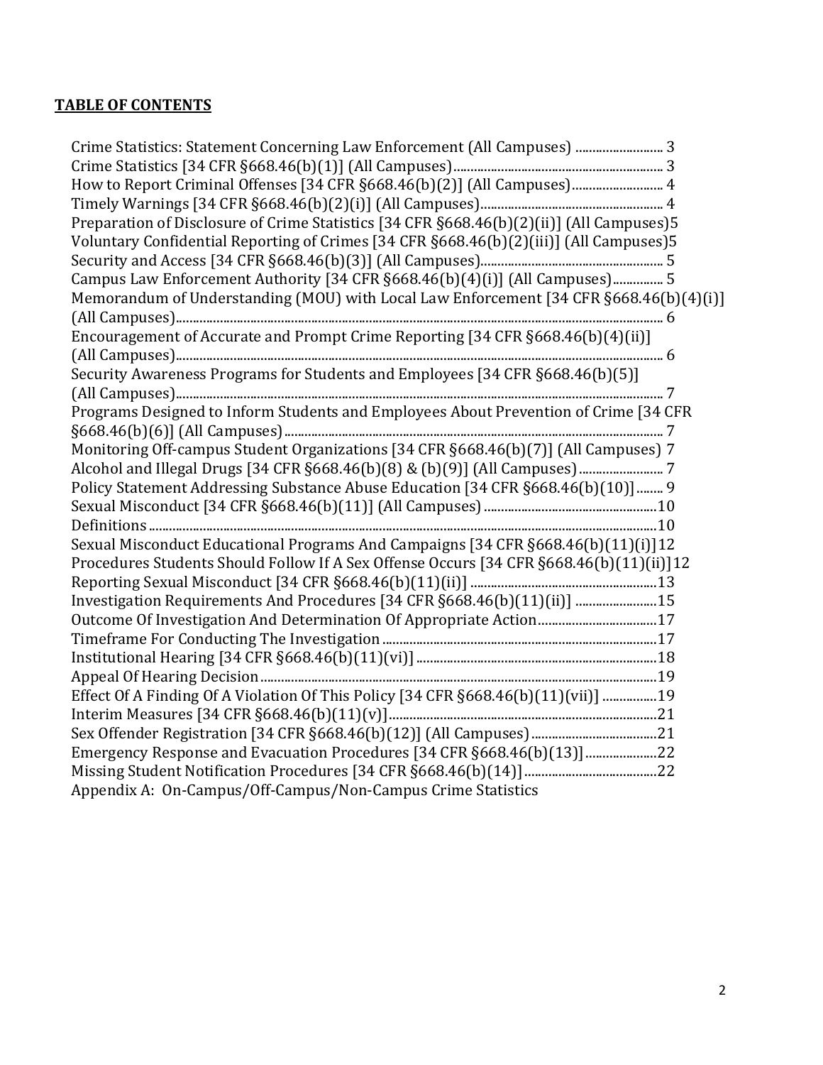**TABLE OF CONTENTS**

Crime Statistics: Statement Concerning Law Enforcement (All Campuses) .......................... 3
Crime Statistics [34 CFR §668.46(b)(1)] (All Campuses)............................................................. 3
How to Report Criminal Offenses [34 CFR §668.46(b)(2)] (All Campuses)........................... 4
Timely Warnings [34 CFR §668.46(b)(2)(i)] (All Campuses)...................................................... 4
Preparation of Disclosure of Crime Statistics [34 CFR §668.46(b)(2)(ii)] (All Campuses)5
Voluntary Confidential Reporting of Crimes [34 CFR §668.46(b)(2)(iii)] (All Campuses)5
Security and Access [34 CFR §668.46(b)(3)] (All Campuses)..................................................... 5
Campus Law Enforcement Authority [34 CFR §668.46(b)(4)(i)] (All Campuses)............... 5
Memorandum of Understanding (MOU) with Local Law Enforcement [34 CFR §668.46(b)(4)(i)] (All Campuses)............................................................................................................................................. 6
Encouragement of Accurate and Prompt Crime Reporting [34 CFR §668.46(b)(4)(ii)] (All Campuses)............................................................................................................................................. 6
Security Awareness Programs for Students and Employees [34 CFR §668.46(b)(5)] (All Campuses)............................................................................................................................................. 7
Programs Designed to Inform Students and Employees About Prevention of Crime [34 CFR §668.46(b)(6)] (All Campuses)............................................................................................................... 7
Monitoring Off-campus Student Organizations [34 CFR §668.46(b)(7)] (All Campuses) 7
Alcohol and Illegal Drugs [34 CFR §668.46(b)(8) & (b)(9)] (All Campuses)......................... 7
Policy Statement Addressing Substance Abuse Education [34 CFR §668.46(b)(10)]........ 9
Sexual Misconduct [34 CFR §668.46(b)(11)] (All Campuses) ..................................................10
Definitions ...................................................................................................................................................10
Sexual Misconduct Educational Programs And Campaigns [34 CFR §668.46(b)(11)(i)]12
Procedures Students Should Follow If A Sex Offense Occurs [34 CFR §668.46(b)(11)(ii)]12
Reporting Sexual Misconduct [34 CFR §668.46(b)(11)(ii)] .......................................................13
Investigation Requirements And Procedures [34 CFR §668.46(b)(11)(ii)] ........................15
Outcome Of Investigation And Determination Of Appropriate Action..................................17
Timeframe For Conducting The Investigation ................................................................................17
Institutional Hearing [34 CFR §668.46(b)(11)(vi)] ......................................................................18
Appeal Of Hearing Decision....................................................................................................................19
Effect Of A Finding Of A Violation Of This Policy [34 CFR §668.46(b)(11)(vii)] ................19
Interim Measures [34 CFR §668.46(b)(11)(v)]..............................................................................21
Sex Offender Registration [34 CFR §668.46(b)(12)] (All Campuses).....................................21
Emergency Response and Evacuation Procedures [34 CFR §668.46(b)(13)].....................22
Missing Student Notification Procedures [34 CFR §668.46(b)(14)].......................................22
Appendix A: On-Campus/Off-Campus/Non-Campus Crime Statistics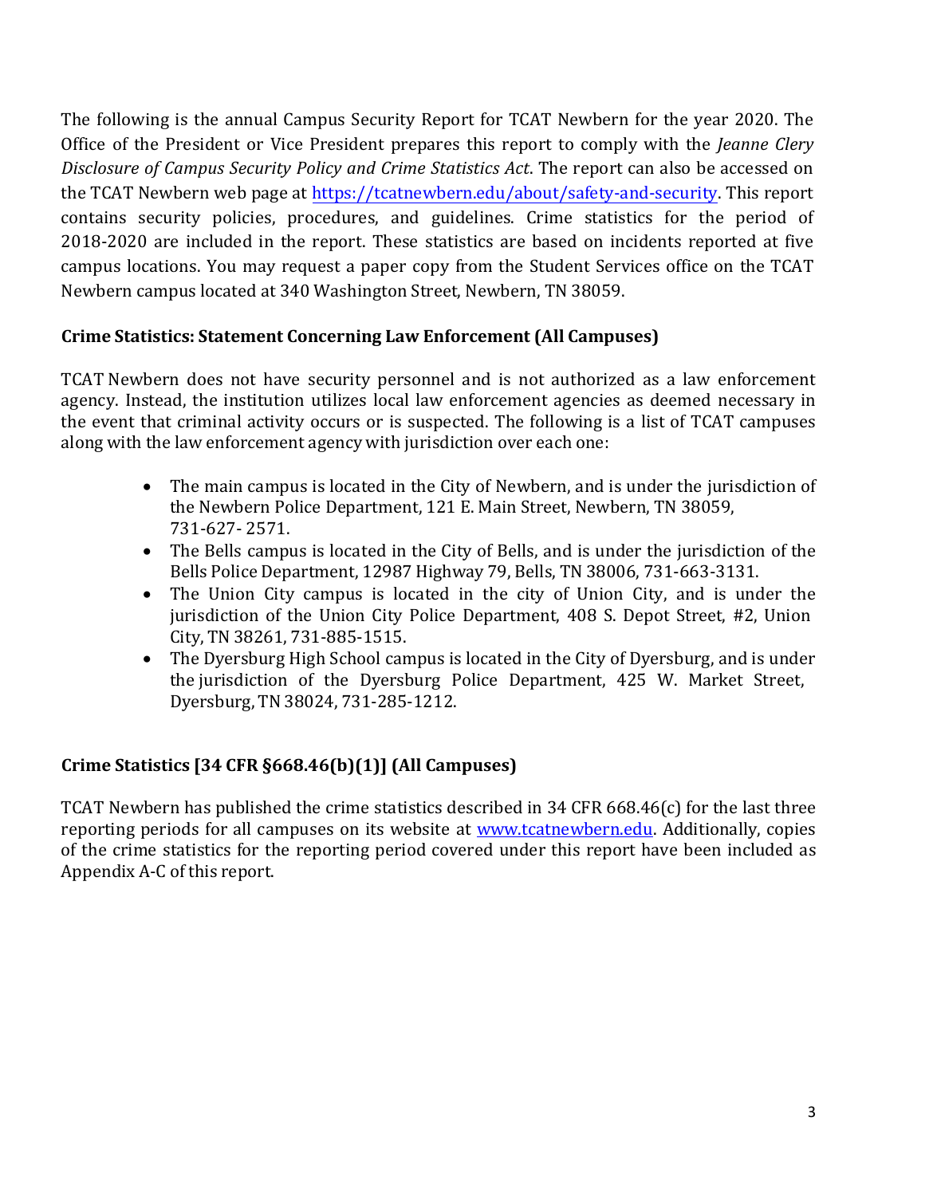The following is the annual Campus Security Report for TCAT Newbern for the year 2020. The Office of the President or Vice President prepares this report to comply with the *Jeanne Clery Disclosure of Campus Security Policy and Crime Statistics Act*. The report can also be accessed on the TCAT Newbern web page at https://tcatnewbern.edu/about/safety-and-security. This report contains security policies, procedures, and guidelines. Crime statistics for the period of 2018-2020 are included in the report. These statistics are based on incidents reported at five campus locations. You may request a paper copy from the Student Services office on the TCAT Newbern campus located at 340 Washington Street, Newbern, TN 38059.

## Crime Statistics: Statement Concerning Law Enforcement (All Campuses)

TCAT Newbern does not have security personnel and is not authorized as a law enforcement agency. Instead, the institution utilizes local law enforcement agencies as deemed necessary in the event that criminal activity occurs or is suspected. The following is a list of TCAT campuses along with the law enforcement agency with jurisdiction over each one:

- The main campus is located in the City of Newbern, and is under the jurisdiction of the Newbern Police Department, 121 E. Main Street, Newbern, TN 38059, 731-627- 2571.
- The Bells campus is located in the City of Bells, and is under the jurisdiction of the Bells Police Department, 12987 Highway 79, Bells, TN 38006, 731-663-3131.
- The Union City campus is located in the city of Union City, and is under the jurisdiction of the Union City Police Department, 408 S. Depot Street, #2, Union City, TN 38261, 731-885-1515.
- The Dyersburg High School campus is located in the City of Dyersburg, and is under the jurisdiction of the Dyersburg Police Department, 425 W. Market Street, Dyersburg, TN 38024, 731-285-1212.

## Crime Statistics [34 CFR §668.46(b)(1)] (All Campuses)

TCAT Newbern has published the crime statistics described in 34 CFR 668.46(c) for the last three reporting periods for all campuses on its website at www.tcatnewbern.edu. Additionally, copies of the crime statistics for the reporting period covered under this report have been included as Appendix A-C of this report.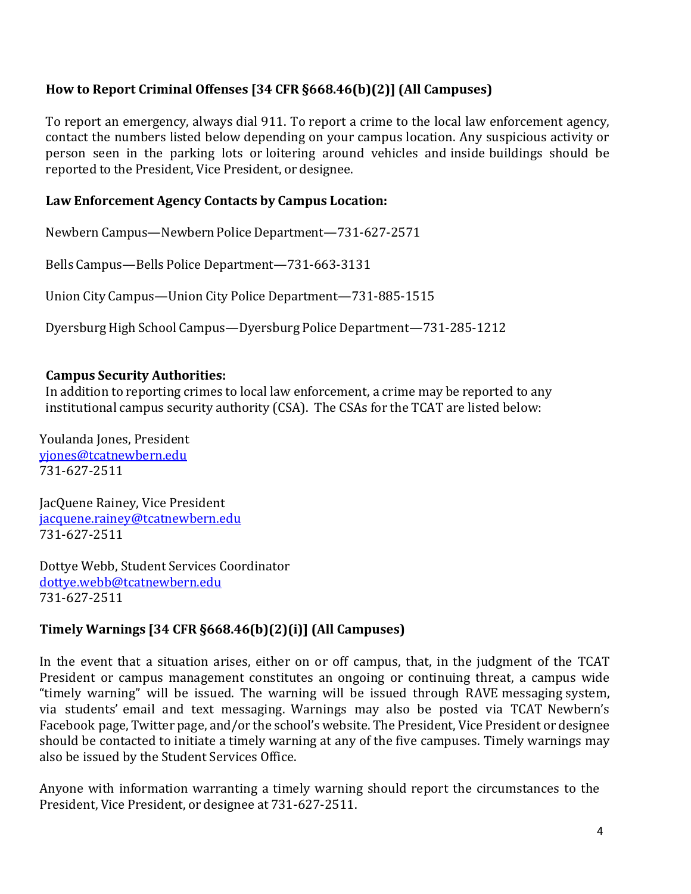### How to Report Criminal Offenses [34 CFR §668.46(b)(2)] (All Campuses)

To report an emergency, always dial 911. To report a crime to the local law enforcement agency, contact the numbers listed below depending on your campus location. Any suspicious activity or person seen in the parking lots or loitering around vehicles and inside buildings should be reported to the President, Vice President, or designee.

#### Law Enforcement Agency Contacts by Campus Location:

Newbern Campus—Newbern Police Department—731-627-2571

Bells Campus—Bells Police Department—731-663-3131

Union City Campus—Union City Police Department—731-885-1515

Dyersburg High School Campus—Dyersburg Police Department—731-285-1212

#### Campus Security Authorities:

In addition to reporting crimes to local law enforcement, a crime may be reported to any institutional campus security authority (CSA). The CSAs for the TCAT are listed below:

Youlanda Jones, President
yjones@tcatnewbern.edu
731-627-2511

JacQuene Rainey, Vice President
jacquene.rainey@tcatnewbern.edu
731-627-2511

Dottye Webb, Student Services Coordinator
dottye.webb@tcatnewbern.edu
731-627-2511

### Timely Warnings [34 CFR §668.46(b)(2)(i)] (All Campuses)

In the event that a situation arises, either on or off campus, that, in the judgment of the TCAT President or campus management constitutes an ongoing or continuing threat, a campus wide "timely warning" will be issued. The warning will be issued through RAVE messaging system, via students' email and text messaging. Warnings may also be posted via TCAT Newbern's Facebook page, Twitter page, and/or the school's website. The President, Vice President or designee should be contacted to initiate a timely warning at any of the five campuses. Timely warnings may also be issued by the Student Services Office.

Anyone with information warranting a timely warning should report the circumstances to the President, Vice President, or designee at 731-627-2511.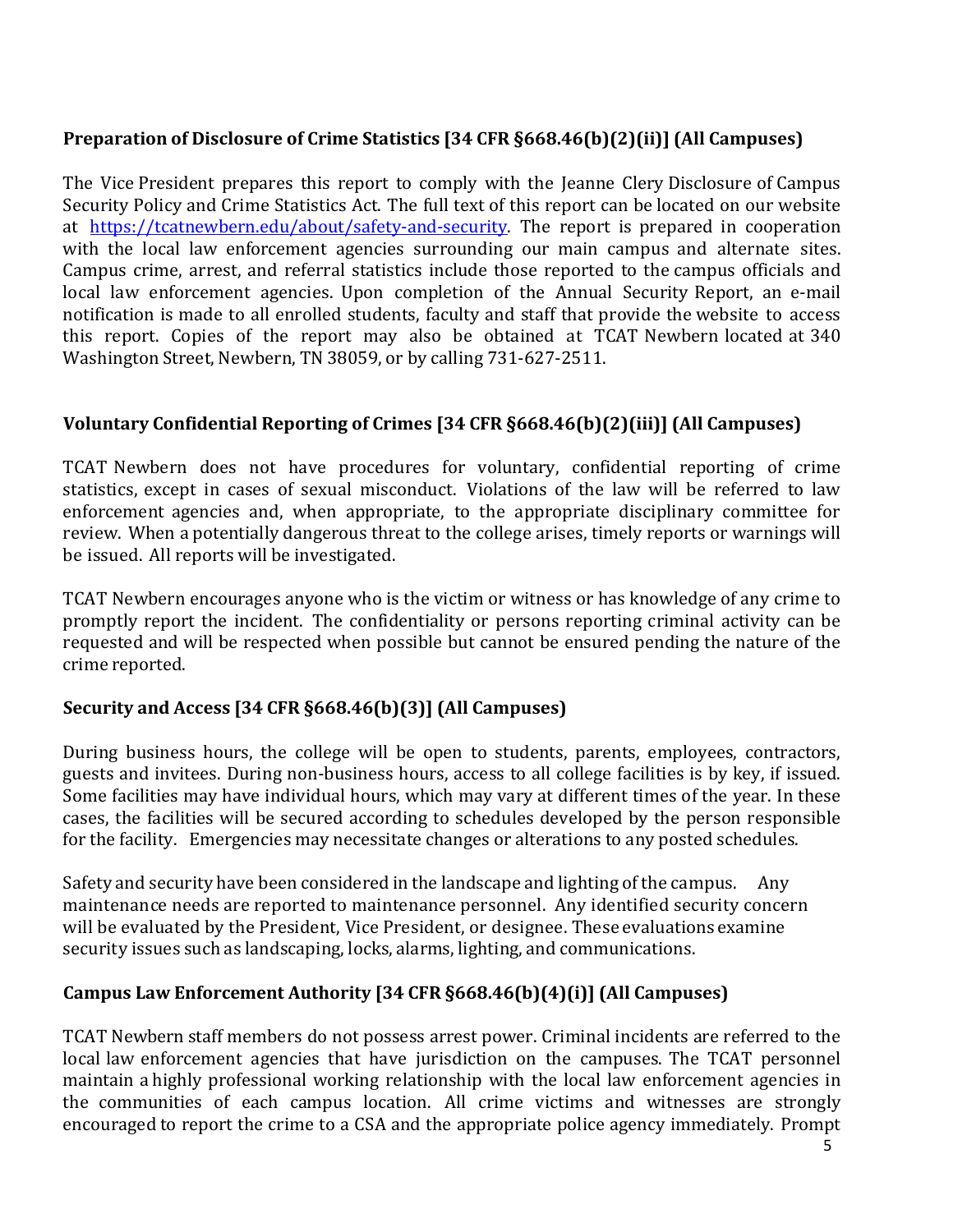## Preparation of Disclosure of Crime Statistics [34 CFR §668.46(b)(2)(ii)] (All Campuses)

The Vice President prepares this report to comply with the Jeanne Clery Disclosure of Campus Security Policy and Crime Statistics Act. The full text of this report can be located on our website at https://tcatnewbern.edu/about/safety-and-security. The report is prepared in cooperation with the local law enforcement agencies surrounding our main campus and alternate sites. Campus crime, arrest, and referral statistics include those reported to the campus officials and local law enforcement agencies. Upon completion of the Annual Security Report, an e-mail notification is made to all enrolled students, faculty and staff that provide the website to access this report. Copies of the report may also be obtained at TCAT Newbern located at 340 Washington Street, Newbern, TN 38059, or by calling 731-627-2511.

## Voluntary Confidential Reporting of Crimes [34 CFR §668.46(b)(2)(iii)] (All Campuses)

TCAT Newbern does not have procedures for voluntary, confidential reporting of crime statistics, except in cases of sexual misconduct. Violations of the law will be referred to law enforcement agencies and, when appropriate, to the appropriate disciplinary committee for review. When a potentially dangerous threat to the college arises, timely reports or warnings will be issued. All reports will be investigated.

TCAT Newbern encourages anyone who is the victim or witness or has knowledge of any crime to promptly report the incident. The confidentiality or persons reporting criminal activity can be requested and will be respected when possible but cannot be ensured pending the nature of the crime reported.

## Security and Access [34 CFR §668.46(b)(3)] (All Campuses)

During business hours, the college will be open to students, parents, employees, contractors, guests and invitees. During non-business hours, access to all college facilities is by key, if issued. Some facilities may have individual hours, which may vary at different times of the year. In these cases, the facilities will be secured according to schedules developed by the person responsible for the facility. Emergencies may necessitate changes or alterations to any posted schedules.

Safety and security have been considered in the landscape and lighting of the campus. Any maintenance needs are reported to maintenance personnel. Any identified security concern will be evaluated by the President, Vice President, or designee. These evaluations examine security issues such as landscaping, locks, alarms, lighting, and communications.

## Campus Law Enforcement Authority [34 CFR §668.46(b)(4)(i)] (All Campuses)

TCAT Newbern staff members do not possess arrest power. Criminal incidents are referred to the local law enforcement agencies that have jurisdiction on the campuses. The TCAT personnel maintain a highly professional working relationship with the local law enforcement agencies in the communities of each campus location. All crime victims and witnesses are strongly encouraged to report the crime to a CSA and the appropriate police agency immediately. Prompt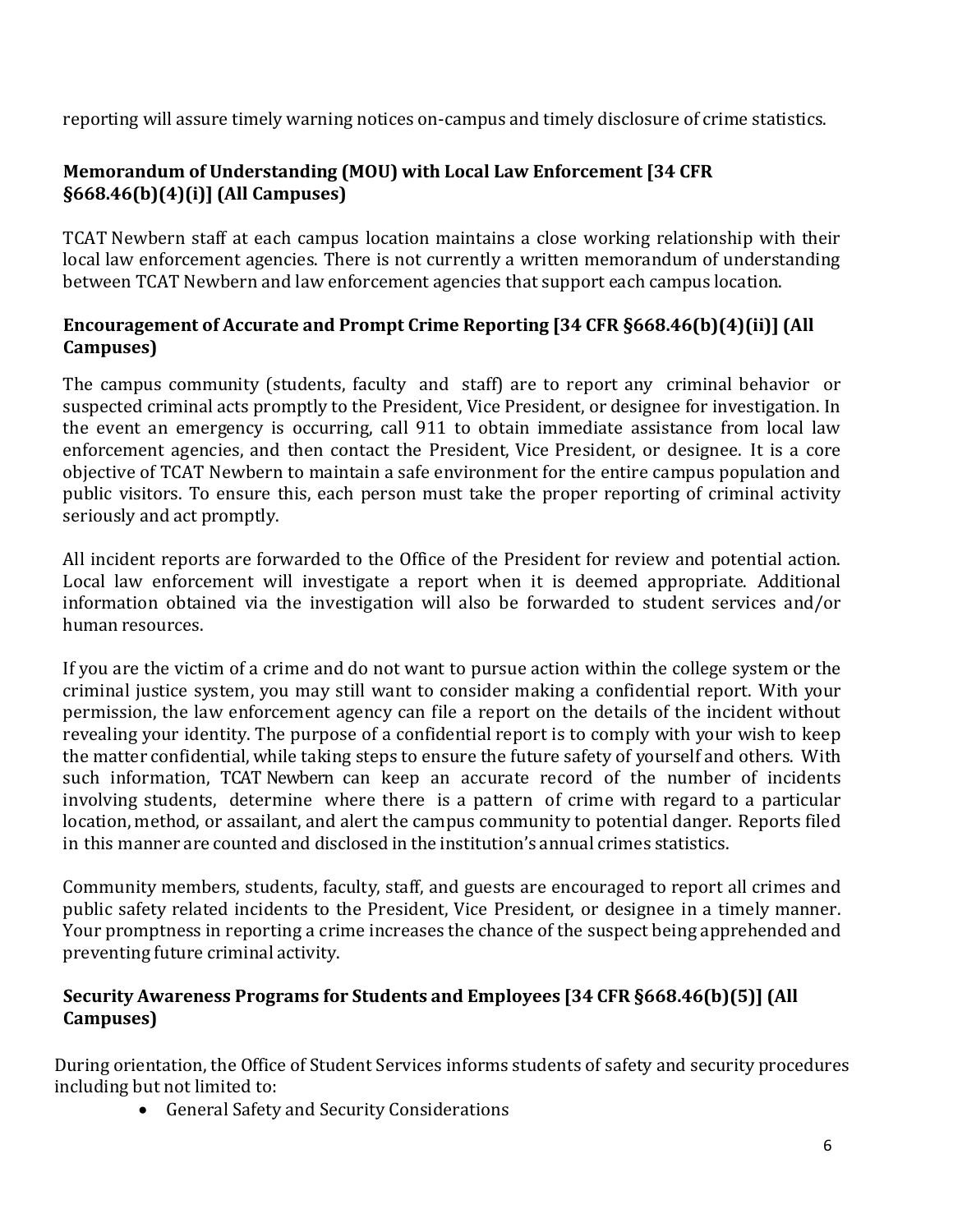reporting will assure timely warning notices on-campus and timely disclosure of crime statistics.

### Memorandum of Understanding (MOU) with Local Law Enforcement [34 CFR §668.46(b)(4)(i)] (All Campuses)

TCAT Newbern staff at each campus location maintains a close working relationship with their local law enforcement agencies. There is not currently a written memorandum of understanding between TCAT Newbern and law enforcement agencies that support each campus location.

### Encouragement of Accurate and Prompt Crime Reporting [34 CFR §668.46(b)(4)(ii)] (All Campuses)

The campus community (students, faculty and staff) are to report any criminal behavior or suspected criminal acts promptly to the President, Vice President, or designee for investigation. In the event an emergency is occurring, call 911 to obtain immediate assistance from local law enforcement agencies, and then contact the President, Vice President, or designee. It is a core objective of TCAT Newbern to maintain a safe environment for the entire campus population and public visitors. To ensure this, each person must take the proper reporting of criminal activity seriously and act promptly.

All incident reports are forwarded to the Office of the President for review and potential action. Local law enforcement will investigate a report when it is deemed appropriate. Additional information obtained via the investigation will also be forwarded to student services and/or human resources.

If you are the victim of a crime and do not want to pursue action within the college system or the criminal justice system, you may still want to consider making a confidential report. With your permission, the law enforcement agency can file a report on the details of the incident without revealing your identity. The purpose of a confidential report is to comply with your wish to keep the matter confidential, while taking steps to ensure the future safety of yourself and others. With such information, TCAT Newbern can keep an accurate record of the number of incidents involving students, determine where there is a pattern of crime with regard to a particular location, method, or assailant, and alert the campus community to potential danger. Reports filed in this manner are counted and disclosed in the institution's annual crimes statistics.

Community members, students, faculty, staff, and guests are encouraged to report all crimes and public safety related incidents to the President, Vice President, or designee in a timely manner. Your promptness in reporting a crime increases the chance of the suspect being apprehended and preventing future criminal activity.

### Security Awareness Programs for Students and Employees [34 CFR §668.46(b)(5)] (All Campuses)

During orientation, the Office of Student Services informs students of safety and security procedures including but not limited to:

- General Safety and Security Considerations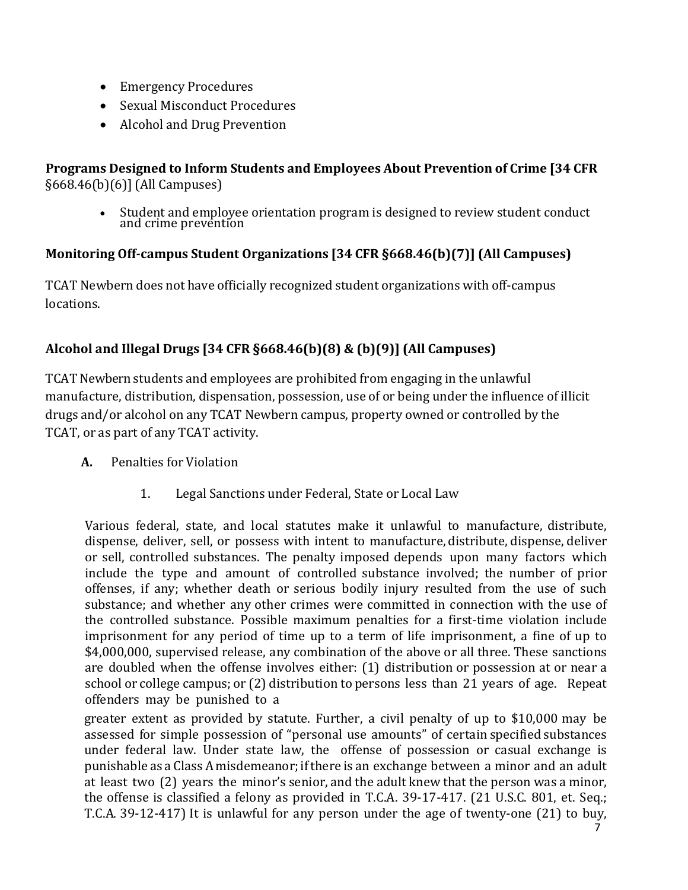- Emergency Procedures
- Sexual Misconduct Procedures
- Alcohol and Drug Prevention

**Programs Designed to Inform Students and Employees About Prevention of Crime [34 CFR** §668.46(b)(6)] (All Campuses)

- Student and employee orientation program is designed to review student conduct and crime prevention

**Monitoring Off-campus Student Organizations [34 CFR §668.46(b)(7)] (All Campuses)**

TCAT Newbern does not have officially recognized student organizations with off-campus locations.

**Alcohol and Illegal Drugs [34 CFR §668.46(b)(8) & (b)(9)] (All Campuses)**

TCAT Newbern students and employees are prohibited from engaging in the unlawful manufacture, distribution, dispensation, possession, use of or being under the influence of illicit drugs and/or alcohol on any TCAT Newbern campus, property owned or controlled by the TCAT, or as part of any TCAT activity.

**A.** Penalties for Violation

1. Legal Sanctions under Federal, State or Local Law

Various federal, state, and local statutes make it unlawful to manufacture, distribute, dispense, deliver, sell, or possess with intent to manufacture, distribute, dispense, deliver or sell, controlled substances. The penalty imposed depends upon many factors which include the type and amount of controlled substance involved; the number of prior offenses, if any; whether death or serious bodily injury resulted from the use of such substance; and whether any other crimes were committed in connection with the use of the controlled substance. Possible maximum penalties for a first-time violation include imprisonment for any period of time up to a term of life imprisonment, a fine of up to $4,000,000, supervised release, any combination of the above or all three. These sanctions are doubled when the offense involves either: (1) distribution or possession at or near a school or college campus; or (2) distribution to persons less than 21 years of age. Repeat offenders may be punished to a greater extent as provided by statute. Further, a civil penalty of up to $10,000 may be assessed for simple possession of "personal use amounts" of certain specified substances under federal law. Under state law, the offense of possession or casual exchange is punishable as a Class A misdemeanor; if there is an exchange between a minor and an adult at least two (2) years the minor's senior, and the adult knew that the person was a minor, the offense is classified a felony as provided in T.C.A. 39-17-417. (21 U.S.C. 801, et. Seq.; T.C.A. 39-12-417) It is unlawful for any person under the age of twenty-one (21) to buy,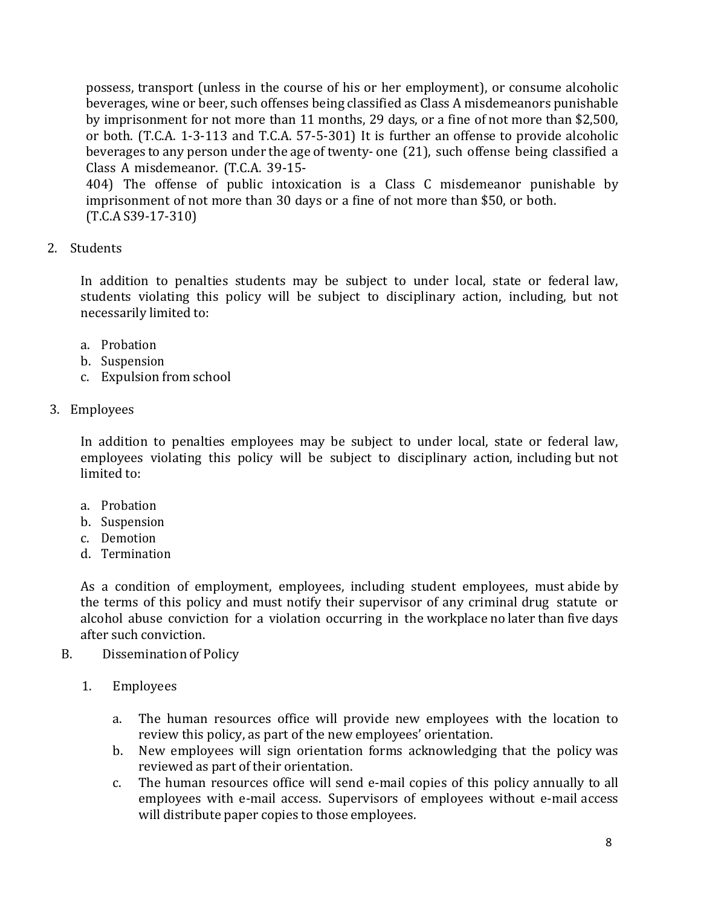possess, transport (unless in the course of his or her employment), or consume alcoholic beverages, wine or beer, such offenses being classified as Class A misdemeanors punishable by imprisonment for not more than 11 months, 29 days, or a fine of not more than $2,500, or both. (T.C.A. 1-3-113 and T.C.A. 57-5-301) It is further an offense to provide alcoholic beverages to any person under the age of twenty- one (21), such offense being classified a Class A misdemeanor. (T.C.A. 39-15-404) The offense of public intoxication is a Class C misdemeanor punishable by imprisonment of not more than 30 days or a fine of not more than $50, or both. (T.C.A S39-17-310)

2. Students

   In addition to penalties students may be subject to under local, state or federal law, students violating this policy will be subject to disciplinary action, including, but not necessarily limited to:

   a. Probation
   b. Suspension
   c. Expulsion from school

3. Employees

   In addition to penalties employees may be subject to under local, state or federal law, employees violating this policy will be subject to disciplinary action, including but not limited to:

   a. Probation
   b. Suspension
   c. Demotion
   d. Termination

   As a condition of employment, employees, including student employees, must abide by the terms of this policy and must notify their supervisor of any criminal drug statute or alcohol abuse conviction for a violation occurring in the workplace no later than five days after such conviction.

B. Dissemination of Policy

   1. Employees

      a. The human resources office will provide new employees with the location to review this policy, as part of the new employees' orientation.
      b. New employees will sign orientation forms acknowledging that the policy was reviewed as part of their orientation.
      c. The human resources office will send e-mail copies of this policy annually to all employees with e-mail access. Supervisors of employees without e-mail access will distribute paper copies to those employees.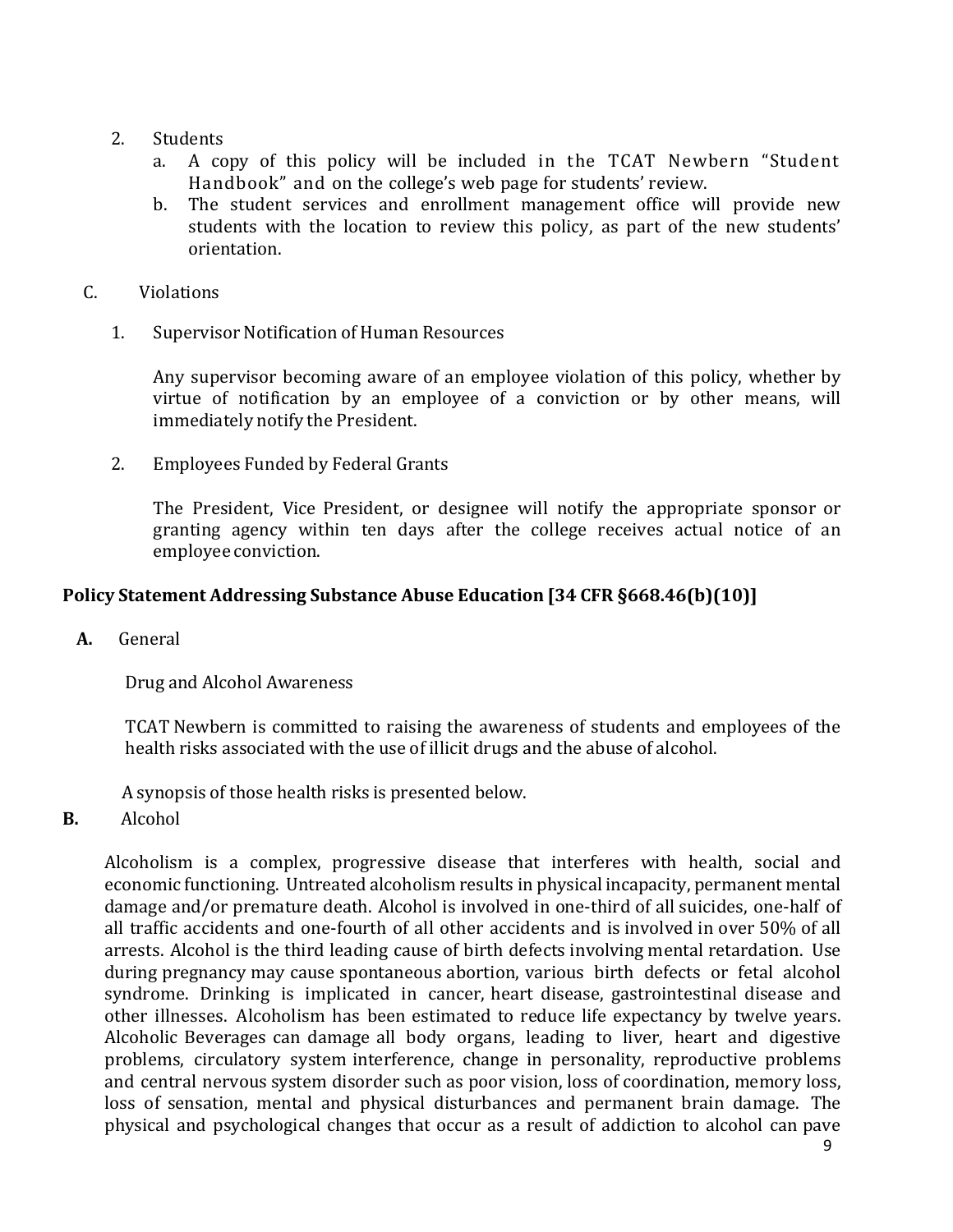2. Students
   a. A copy of this policy will be included in the TCAT Newbern "Student Handbook" and on the college's web page for students' review.
   b. The student services and enrollment management office will provide new students with the location to review this policy, as part of the new students' orientation.

C. Violations

1. Supervisor Notification of Human Resources

   Any supervisor becoming aware of an employee violation of this policy, whether by virtue of notification by an employee of a conviction or by other means, will immediately notify the President.

2. Employees Funded by Federal Grants

   The President, Vice President, or designee will notify the appropriate sponsor or granting agency within ten days after the college receives actual notice of an employee conviction.

**Policy Statement Addressing Substance Abuse Education [34 CFR §668.46(b)(10)]**

**A.** General

Drug and Alcohol Awareness

TCAT Newbern is committed to raising the awareness of students and employees of the health risks associated with the use of illicit drugs and the abuse of alcohol.

A synopsis of those health risks is presented below.

**B.** Alcohol

Alcoholism is a complex, progressive disease that interferes with health, social and economic functioning. Untreated alcoholism results in physical incapacity, permanent mental damage and/or premature death. Alcohol is involved in one-third of all suicides, one-half of all traffic accidents and one-fourth of all other accidents and is involved in over 50% of all arrests. Alcohol is the third leading cause of birth defects involving mental retardation. Use during pregnancy may cause spontaneous abortion, various birth defects or fetal alcohol syndrome. Drinking is implicated in cancer, heart disease, gastrointestinal disease and other illnesses. Alcoholism has been estimated to reduce life expectancy by twelve years. Alcoholic Beverages can damage all body organs, leading to liver, heart and digestive problems, circulatory system interference, change in personality, reproductive problems and central nervous system disorder such as poor vision, loss of coordination, memory loss, loss of sensation, mental and physical disturbances and permanent brain damage. The physical and psychological changes that occur as a result of addiction to alcohol can pave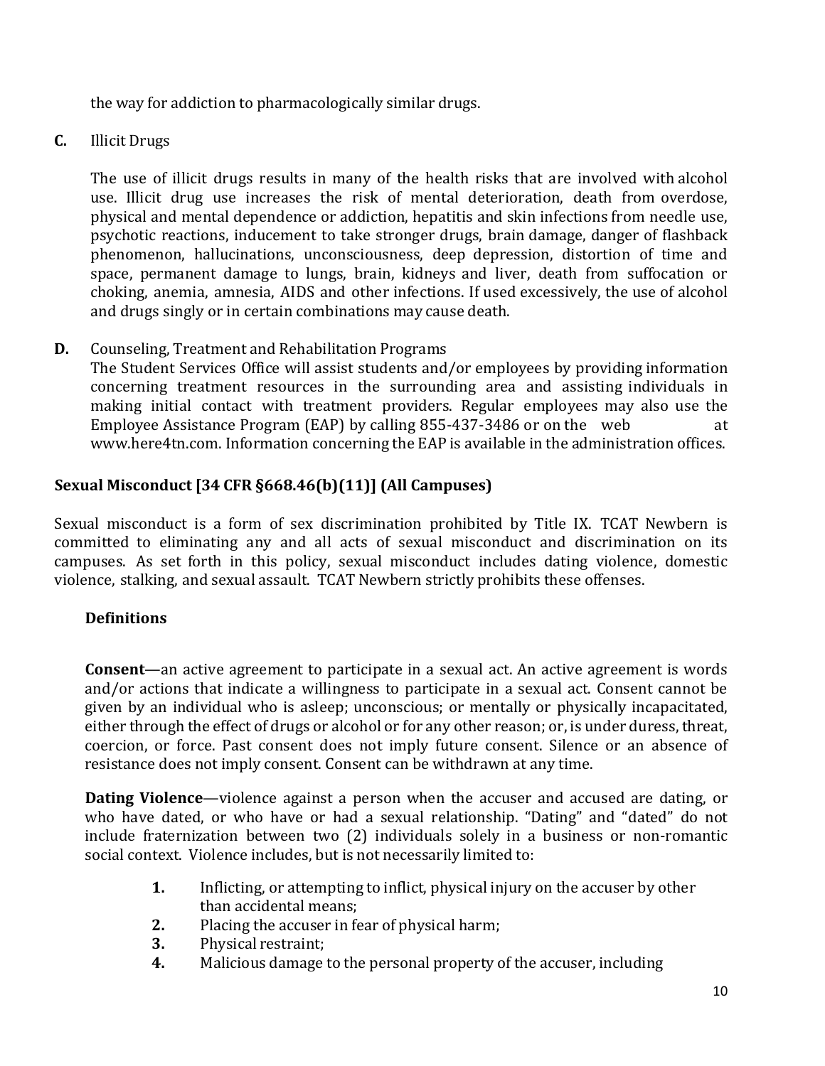the way for addiction to pharmacologically similar drugs.

**C.** Illicit Drugs

The use of illicit drugs results in many of the health risks that are involved with alcohol use. Illicit drug use increases the risk of mental deterioration, death from overdose, physical and mental dependence or addiction, hepatitis and skin infections from needle use, psychotic reactions, inducement to take stronger drugs, brain damage, danger of flashback phenomenon, hallucinations, unconsciousness, deep depression, distortion of time and space, permanent damage to lungs, brain, kidneys and liver, death from suffocation or choking, anemia, amnesia, AIDS and other infections. If used excessively, the use of alcohol and drugs singly or in certain combinations may cause death.

**D.** Counseling, Treatment and Rehabilitation Programs

The Student Services Office will assist students and/or employees by providing information concerning treatment resources in the surrounding area and assisting individuals in making initial contact with treatment providers. Regular employees may also use the Employee Assistance Program (EAP) by calling 855-437-3486 or on the web at www.here4tn.com. Information concerning the EAP is available in the administration offices.

## Sexual Misconduct [34 CFR §668.46(b)(11)] (All Campuses)

Sexual misconduct is a form of sex discrimination prohibited by Title IX. TCAT Newbern is committed to eliminating any and all acts of sexual misconduct and discrimination on its campuses. As set forth in this policy, sexual misconduct includes dating violence, domestic violence, stalking, and sexual assault. TCAT Newbern strictly prohibits these offenses.

### Definitions

**Consent**—an active agreement to participate in a sexual act. An active agreement is words and/or actions that indicate a willingness to participate in a sexual act. Consent cannot be given by an individual who is asleep; unconscious; or mentally or physically incapacitated, either through the effect of drugs or alcohol or for any other reason; or, is under duress, threat, coercion, or force. Past consent does not imply future consent. Silence or an absence of resistance does not imply consent. Consent can be withdrawn at any time.

**Dating Violence**—violence against a person when the accuser and accused are dating, or who have dated, or who have or had a sexual relationship. "Dating" and "dated" do not include fraternization between two (2) individuals solely in a business or non-romantic social context. Violence includes, but is not necessarily limited to:

1. Inflicting, or attempting to inflict, physical injury on the accuser by other than accidental means;
2. Placing the accuser in fear of physical harm;
3. Physical restraint;
4. Malicious damage to the personal property of the accuser, including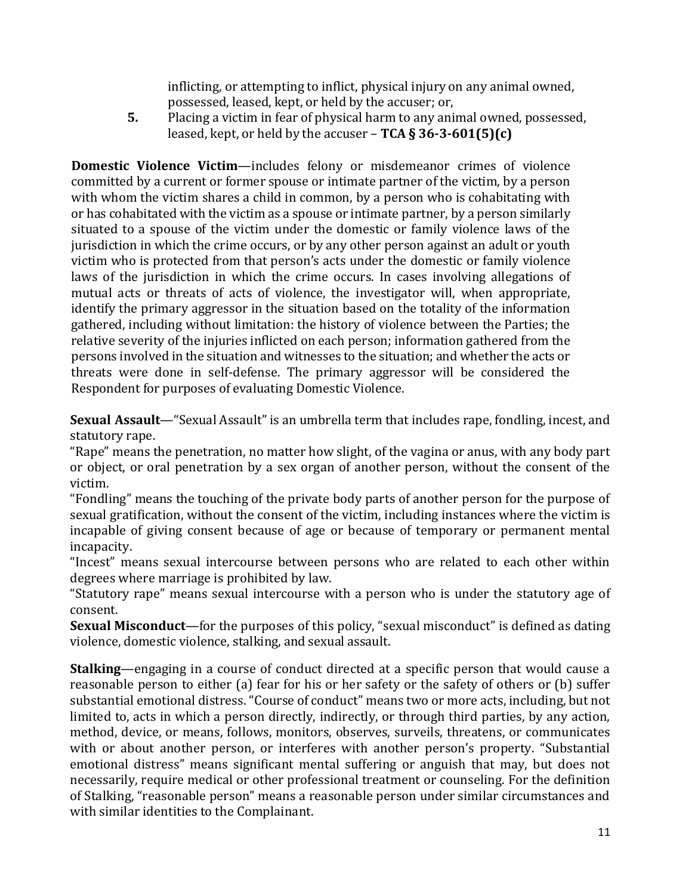inflicting, or attempting to inflict, physical injury on any animal owned, possessed, leased, kept, or held by the accuser; or,

**5.** Placing a victim in fear of physical harm to any animal owned, possessed, leased, kept, or held by the accuser – **TCA § 36-3-601(5)(c)**

**Domestic Violence Victim**—includes felony or misdemeanor crimes of violence committed by a current or former spouse or intimate partner of the victim, by a person with whom the victim shares a child in common, by a person who is cohabitating with or has cohabitated with the victim as a spouse or intimate partner, by a person similarly situated to a spouse of the victim under the domestic or family violence laws of the jurisdiction in which the crime occurs, or by any other person against an adult or youth victim who is protected from that person's acts under the domestic or family violence laws of the jurisdiction in which the crime occurs. In cases involving allegations of mutual acts or threats of acts of violence, the investigator will, when appropriate, identify the primary aggressor in the situation based on the totality of the information gathered, including without limitation: the history of violence between the Parties; the relative severity of the injuries inflicted on each person; information gathered from the persons involved in the situation and witnesses to the situation; and whether the acts or threats were done in self-defense. The primary aggressor will be considered the Respondent for purposes of evaluating Domestic Violence.

**Sexual Assault**—"Sexual Assault" is an umbrella term that includes rape, fondling, incest, and statutory rape.

"Rape" means the penetration, no matter how slight, of the vagina or anus, with any body part or object, or oral penetration by a sex organ of another person, without the consent of the victim.

"Fondling" means the touching of the private body parts of another person for the purpose of sexual gratification, without the consent of the victim, including instances where the victim is incapable of giving consent because of age or because of temporary or permanent mental incapacity.

"Incest" means sexual intercourse between persons who are related to each other within degrees where marriage is prohibited by law.

"Statutory rape" means sexual intercourse with a person who is under the statutory age of consent.

**Sexual Misconduct**—for the purposes of this policy, "sexual misconduct" is defined as dating violence, domestic violence, stalking, and sexual assault.

**Stalking**—engaging in a course of conduct directed at a specific person that would cause a reasonable person to either (a) fear for his or her safety or the safety of others or (b) suffer substantial emotional distress. "Course of conduct" means two or more acts, including, but not limited to, acts in which a person directly, indirectly, or through third parties, by any action, method, device, or means, follows, monitors, observes, surveils, threatens, or communicates with or about another person, or interferes with another person's property. "Substantial emotional distress" means significant mental suffering or anguish that may, but does not necessarily, require medical or other professional treatment or counseling. For the definition of Stalking, "reasonable person" means a reasonable person under similar circumstances and with similar identities to the Complainant.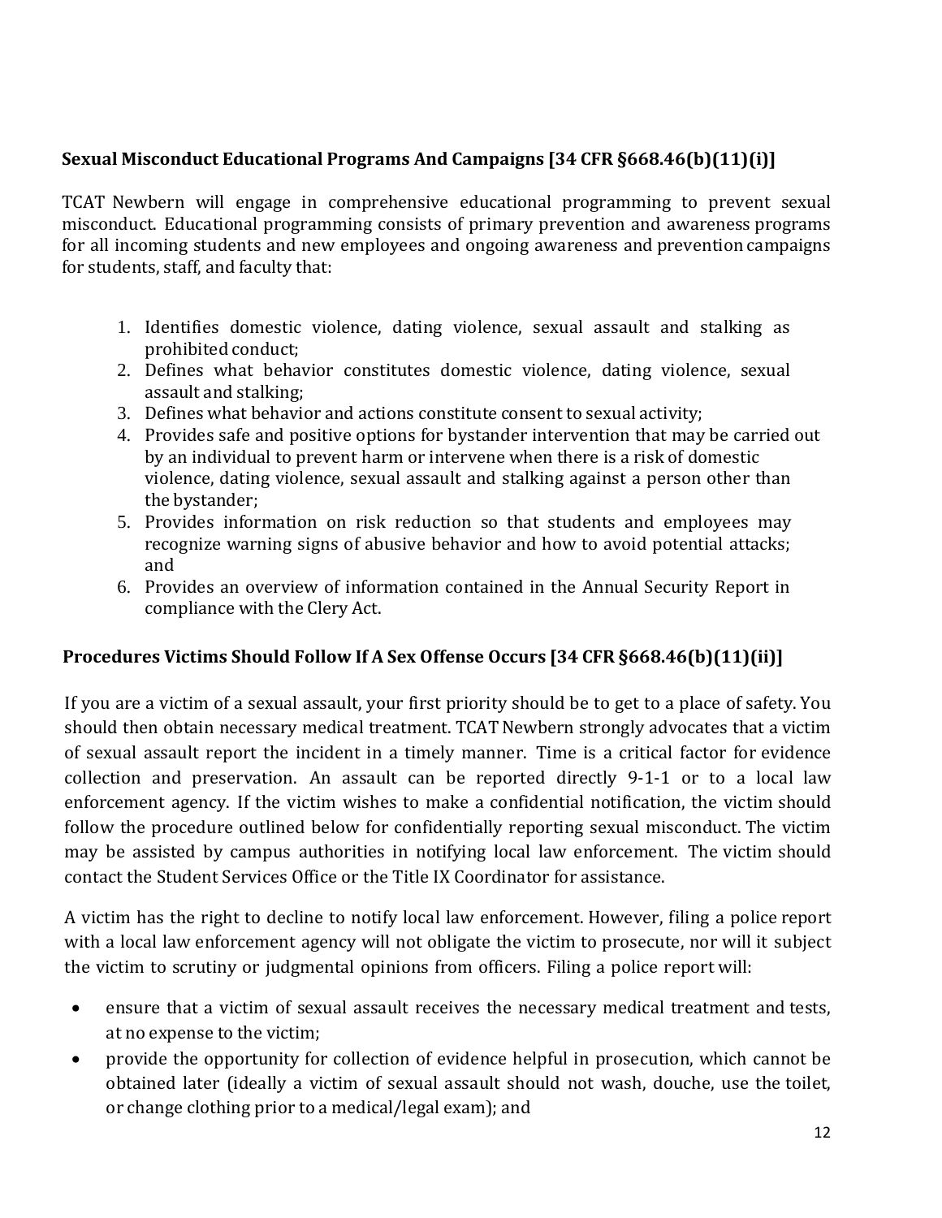**Sexual Misconduct Educational Programs And Campaigns [34 CFR §668.46(b)(11)(i)]**

TCAT Newbern will engage in comprehensive educational programming to prevent sexual misconduct. Educational programming consists of primary prevention and awareness programs for all incoming students and new employees and ongoing awareness and prevention campaigns for students, staff, and faculty that:

1. Identifies domestic violence, dating violence, sexual assault and stalking as prohibited conduct;
2. Defines what behavior constitutes domestic violence, dating violence, sexual assault and stalking;
3. Defines what behavior and actions constitute consent to sexual activity;
4. Provides safe and positive options for bystander intervention that may be carried out by an individual to prevent harm or intervene when there is a risk of domestic violence, dating violence, sexual assault and stalking against a person other than the bystander;
5. Provides information on risk reduction so that students and employees may recognize warning signs of abusive behavior and how to avoid potential attacks; and
6. Provides an overview of information contained in the Annual Security Report in compliance with the Clery Act.

**Procedures Victims Should Follow If A Sex Offense Occurs [34 CFR §668.46(b)(11)(ii)]**

If you are a victim of a sexual assault, your first priority should be to get to a place of safety. You should then obtain necessary medical treatment. TCAT Newbern strongly advocates that a victim of sexual assault report the incident in a timely manner. Time is a critical factor for evidence collection and preservation. An assault can be reported directly 9-1-1 or to a local law enforcement agency. If the victim wishes to make a confidential notification, the victim should follow the procedure outlined below for confidentially reporting sexual misconduct. The victim may be assisted by campus authorities in notifying local law enforcement. The victim should contact the Student Services Office or the Title IX Coordinator for assistance.

A victim has the right to decline to notify local law enforcement. However, filing a police report with a local law enforcement agency will not obligate the victim to prosecute, nor will it subject the victim to scrutiny or judgmental opinions from officers. Filing a police report will:

- ensure that a victim of sexual assault receives the necessary medical treatment and tests, at no expense to the victim;
- provide the opportunity for collection of evidence helpful in prosecution, which cannot be obtained later (ideally a victim of sexual assault should not wash, douche, use the toilet, or change clothing prior to a medical/legal exam); and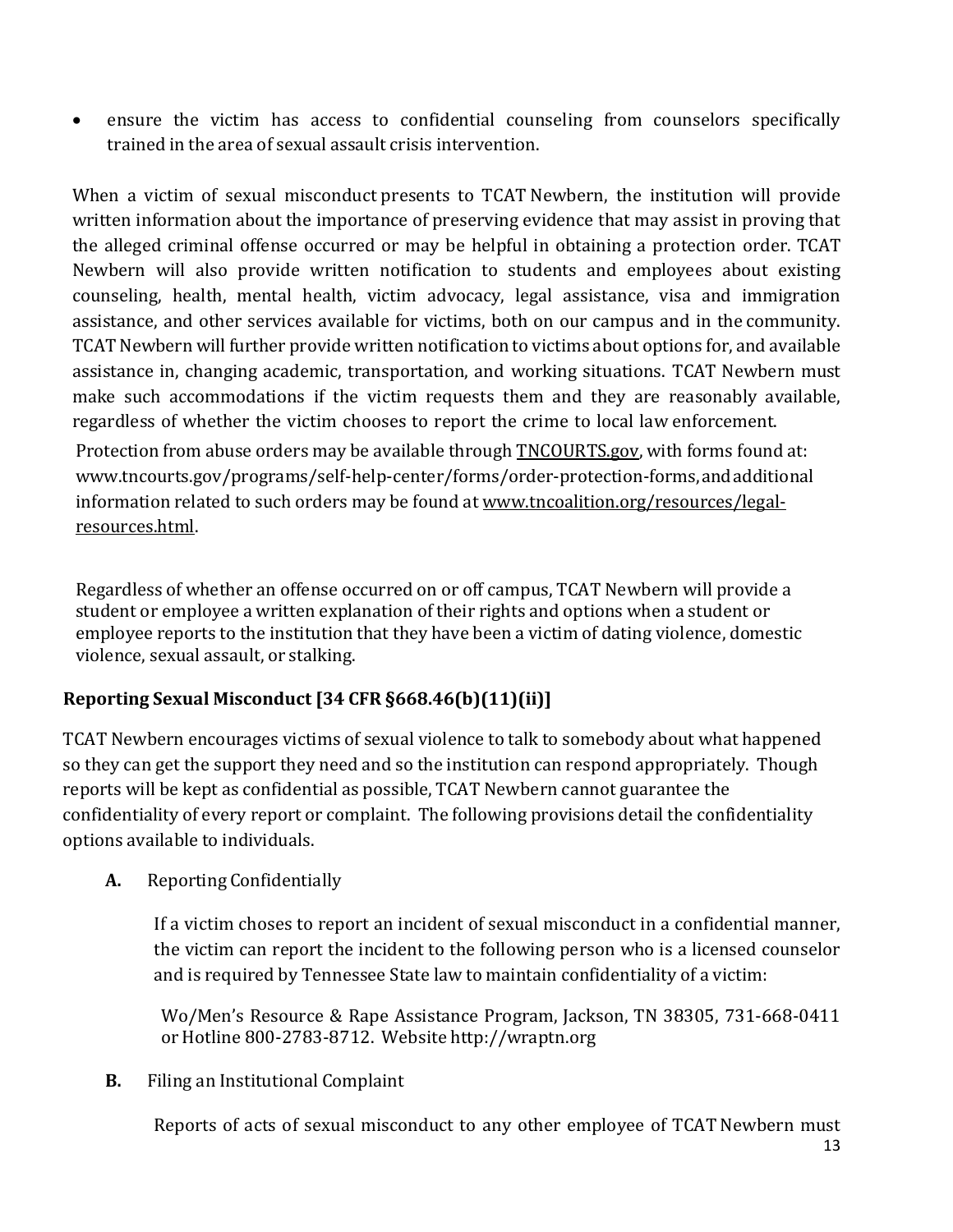- ensure the victim has access to confidential counseling from counselors specifically trained in the area of sexual assault crisis intervention.

When a victim of sexual misconduct presents to TCAT Newbern, the institution will provide written information about the importance of preserving evidence that may assist in proving that the alleged criminal offense occurred or may be helpful in obtaining a protection order. TCAT Newbern will also provide written notification to students and employees about existing counseling, health, mental health, victim advocacy, legal assistance, visa and immigration assistance, and other services available for victims, both on our campus and in the community. TCAT Newbern will further provide written notification to victims about options for, and available assistance in, changing academic, transportation, and working situations. TCAT Newbern must make such accommodations if the victim requests them and they are reasonably available, regardless of whether the victim chooses to report the crime to local law enforcement.

Protection from abuse orders may be available through TNCOURTS.gov, with forms found at: www.tncourts.gov/programs/self-help-center/forms/order-protection-forms, and additional information related to such orders may be found at www.tncoalition.org/resources/legal-resources.html.

Regardless of whether an offense occurred on or off campus, TCAT Newbern will provide a student or employee a written explanation of their rights and options when a student or employee reports to the institution that they have been a victim of dating violence, domestic violence, sexual assault, or stalking.

## Reporting Sexual Misconduct [34 CFR §668.46(b)(11)(ii)]

TCAT Newbern encourages victims of sexual violence to talk to somebody about what happened so they can get the support they need and so the institution can respond appropriately. Though reports will be kept as confidential as possible, TCAT Newbern cannot guarantee the confidentiality of every report or complaint. The following provisions detail the confidentiality options available to individuals.

**A.** Reporting Confidentially

If a victim choses to report an incident of sexual misconduct in a confidential manner, the victim can report the incident to the following person who is a licensed counselor and is required by Tennessee State law to maintain confidentiality of a victim:

Wo/Men's Resource & Rape Assistance Program, Jackson, TN 38305, 731-668-0411 or Hotline 800-2783-8712. Website http://wraptn.org

**B.** Filing an Institutional Complaint

Reports of acts of sexual misconduct to any other employee of TCAT Newbern must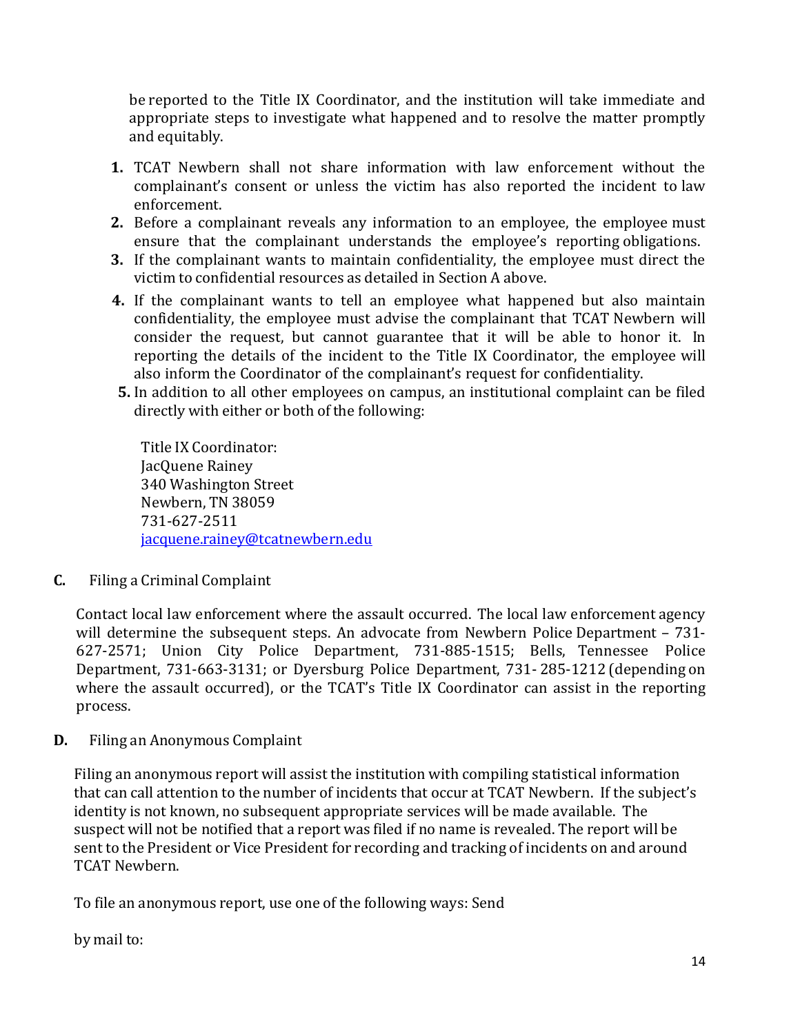be reported to the Title IX Coordinator, and the institution will take immediate and appropriate steps to investigate what happened and to resolve the matter promptly and equitably.

1. TCAT Newbern shall not share information with law enforcement without the complainant's consent or unless the victim has also reported the incident to law enforcement.
2. Before a complainant reveals any information to an employee, the employee must ensure that the complainant understands the employee's reporting obligations.
3. If the complainant wants to maintain confidentiality, the employee must direct the victim to confidential resources as detailed in Section A above.
4. If the complainant wants to tell an employee what happened but also maintain confidentiality, the employee must advise the complainant that TCAT Newbern will consider the request, but cannot guarantee that it will be able to honor it. In reporting the details of the incident to the Title IX Coordinator, the employee will also inform the Coordinator of the complainant's request for confidentiality.
5. In addition to all other employees on campus, an institutional complaint can be filed directly with either or both of the following:

   Title IX Coordinator:
   JacQuene Rainey
   340 Washington Street
   Newbern, TN 38059
   731-627-2511
   jacquene.rainey@tcatnewbern.edu

**C.** Filing a Criminal Complaint

Contact local law enforcement where the assault occurred. The local law enforcement agency will determine the subsequent steps. An advocate from Newbern Police Department – 731-627-2571; Union City Police Department, 731-885-1515; Bells, Tennessee Police Department, 731-663-3131; or Dyersburg Police Department, 731- 285-1212 (depending on where the assault occurred), or the TCAT's Title IX Coordinator can assist in the reporting process.

**D.** Filing an Anonymous Complaint

Filing an anonymous report will assist the institution with compiling statistical information that can call attention to the number of incidents that occur at TCAT Newbern. If the subject's identity is not known, no subsequent appropriate services will be made available. The suspect will not be notified that a report was filed if no name is revealed. The report will be sent to the President or Vice President for recording and tracking of incidents on and around TCAT Newbern.

To file an anonymous report, use one of the following ways: Send

by mail to: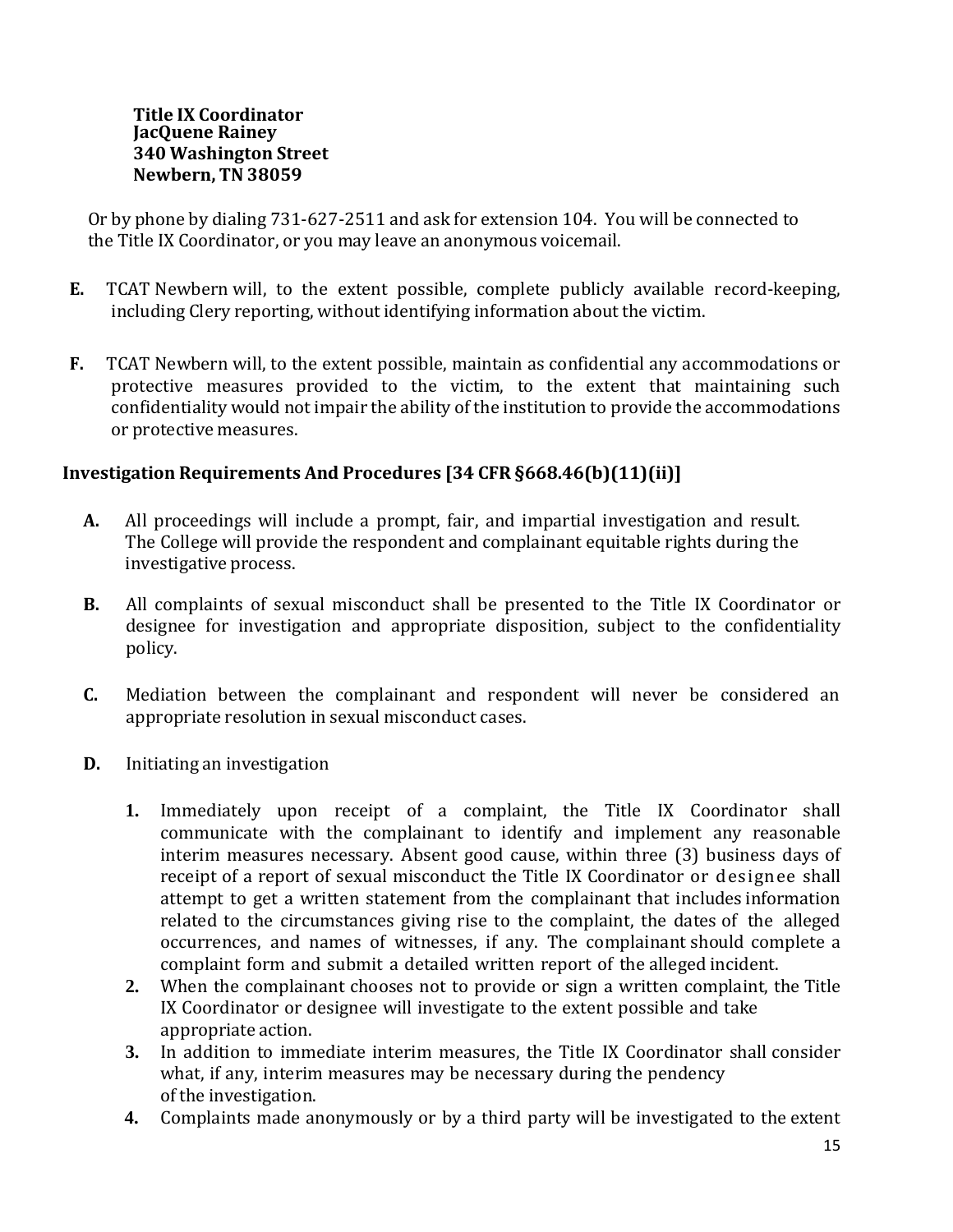**Title IX Coordinator**
**JacQuene Rainey**
**340 Washington Street**
**Newbern, TN 38059**

Or by phone by dialing 731-627-2511 and ask for extension 104. You will be connected to the Title IX Coordinator, or you may leave an anonymous voicemail.

**E.** TCAT Newbern will, to the extent possible, complete publicly available record-keeping, including Clery reporting, without identifying information about the victim.

**F.** TCAT Newbern will, to the extent possible, maintain as confidential any accommodations or protective measures provided to the victim, to the extent that maintaining such confidentiality would not impair the ability of the institution to provide the accommodations or protective measures.

## Investigation Requirements And Procedures [34 CFR §668.46(b)(11)(ii)]

**A.** All proceedings will include a prompt, fair, and impartial investigation and result. The College will provide the respondent and complainant equitable rights during the investigative process.

**B.** All complaints of sexual misconduct shall be presented to the Title IX Coordinator or designee for investigation and appropriate disposition, subject to the confidentiality policy.

**C.** Mediation between the complainant and respondent will never be considered an appropriate resolution in sexual misconduct cases.

**D.** Initiating an investigation

1. Immediately upon receipt of a complaint, the Title IX Coordinator shall communicate with the complainant to identify and implement any reasonable interim measures necessary. Absent good cause, within three (3) business days of receipt of a report of sexual misconduct the Title IX Coordinator or designee shall attempt to get a written statement from the complainant that includes information related to the circumstances giving rise to the complaint, the dates of the alleged occurrences, and names of witnesses, if any. The complainant should complete a complaint form and submit a detailed written report of the alleged incident.
2. When the complainant chooses not to provide or sign a written complaint, the Title IX Coordinator or designee will investigate to the extent possible and take appropriate action.
3. In addition to immediate interim measures, the Title IX Coordinator shall consider what, if any, interim measures may be necessary during the pendency of the investigation.
4. Complaints made anonymously or by a third party will be investigated to the extent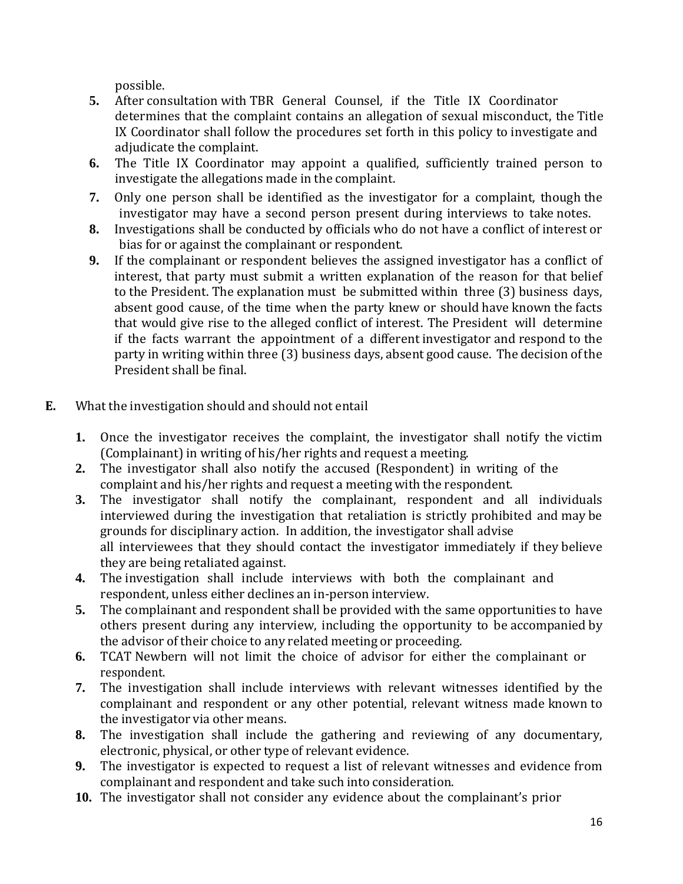possible.

5. After consultation with TBR General Counsel, if the Title IX Coordinator determines that the complaint contains an allegation of sexual misconduct, the Title IX Coordinator shall follow the procedures set forth in this policy to investigate and adjudicate the complaint.
6. The Title IX Coordinator may appoint a qualified, sufficiently trained person to investigate the allegations made in the complaint.
7. Only one person shall be identified as the investigator for a complaint, though the investigator may have a second person present during interviews to take notes.
8. Investigations shall be conducted by officials who do not have a conflict of interest or bias for or against the complainant or respondent.
9. If the complainant or respondent believes the assigned investigator has a conflict of interest, that party must submit a written explanation of the reason for that belief to the President. The explanation must be submitted within three (3) business days, absent good cause, of the time when the party knew or should have known the facts that would give rise to the alleged conflict of interest. The President will determine if the facts warrant the appointment of a different investigator and respond to the party in writing within three (3) business days, absent good cause. The decision of the President shall be final.

**E.** What the investigation should and should not entail

1. Once the investigator receives the complaint, the investigator shall notify the victim (Complainant) in writing of his/her rights and request a meeting.
2. The investigator shall also notify the accused (Respondent) in writing of the complaint and his/her rights and request a meeting with the respondent.
3. The investigator shall notify the complainant, respondent and all individuals interviewed during the investigation that retaliation is strictly prohibited and may be grounds for disciplinary action. In addition, the investigator shall advise all interviewees that they should contact the investigator immediately if they believe they are being retaliated against.
4. The investigation shall include interviews with both the complainant and respondent, unless either declines an in-person interview.
5. The complainant and respondent shall be provided with the same opportunities to have others present during any interview, including the opportunity to be accompanied by the advisor of their choice to any related meeting or proceeding.
6. TCAT Newbern will not limit the choice of advisor for either the complainant or respondent.
7. The investigation shall include interviews with relevant witnesses identified by the complainant and respondent or any other potential, relevant witness made known to the investigator via other means.
8. The investigation shall include the gathering and reviewing of any documentary, electronic, physical, or other type of relevant evidence.
9. The investigator is expected to request a list of relevant witnesses and evidence from complainant and respondent and take such into consideration.
10. The investigator shall not consider any evidence about the complainant's prior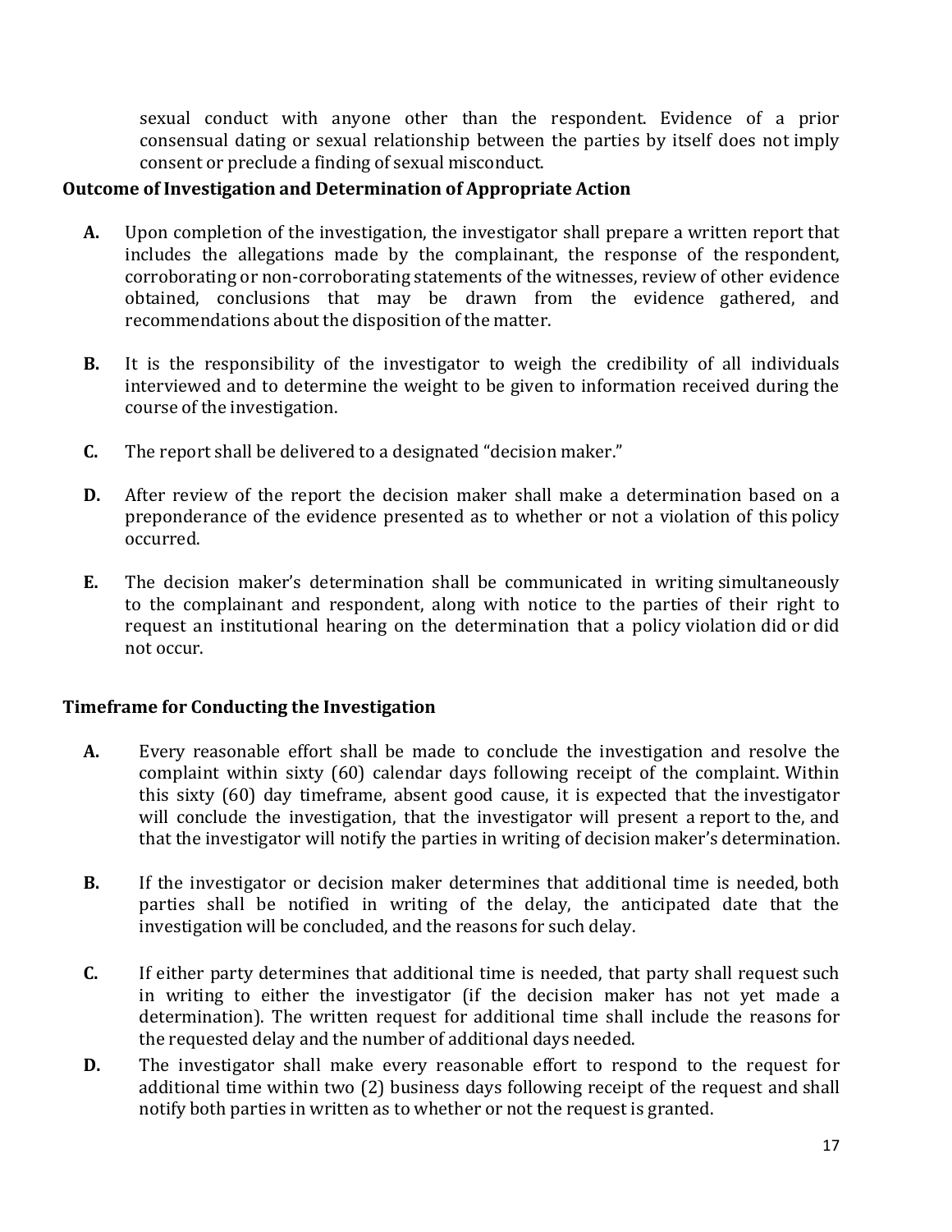sexual conduct with anyone other than the respondent. Evidence of a prior consensual dating or sexual relationship between the parties by itself does not imply consent or preclude a finding of sexual misconduct.

**Outcome of Investigation and Determination of Appropriate Action**

**A.** Upon completion of the investigation, the investigator shall prepare a written report that includes the allegations made by the complainant, the response of the respondent, corroborating or non-corroborating statements of the witnesses, review of other evidence obtained, conclusions that may be drawn from the evidence gathered, and recommendations about the disposition of the matter.

**B.** It is the responsibility of the investigator to weigh the credibility of all individuals interviewed and to determine the weight to be given to information received during the course of the investigation.

**C.** The report shall be delivered to a designated "decision maker."

**D.** After review of the report the decision maker shall make a determination based on a preponderance of the evidence presented as to whether or not a violation of this policy occurred.

**E.** The decision maker's determination shall be communicated in writing simultaneously to the complainant and respondent, along with notice to the parties of their right to request an institutional hearing on the determination that a policy violation did or did not occur.

**Timeframe for Conducting the Investigation**

**A.** Every reasonable effort shall be made to conclude the investigation and resolve the complaint within sixty (60) calendar days following receipt of the complaint. Within this sixty (60) day timeframe, absent good cause, it is expected that the investigator will conclude the investigation, that the investigator will present a report to the, and that the investigator will notify the parties in writing of decision maker's determination.

**B.** If the investigator or decision maker determines that additional time is needed, both parties shall be notified in writing of the delay, the anticipated date that the investigation will be concluded, and the reasons for such delay.

**C.** If either party determines that additional time is needed, that party shall request such in writing to either the investigator (if the decision maker has not yet made a determination). The written request for additional time shall include the reasons for the requested delay and the number of additional days needed.

**D.** The investigator shall make every reasonable effort to respond to the request for additional time within two (2) business days following receipt of the request and shall notify both parties in written as to whether or not the request is granted.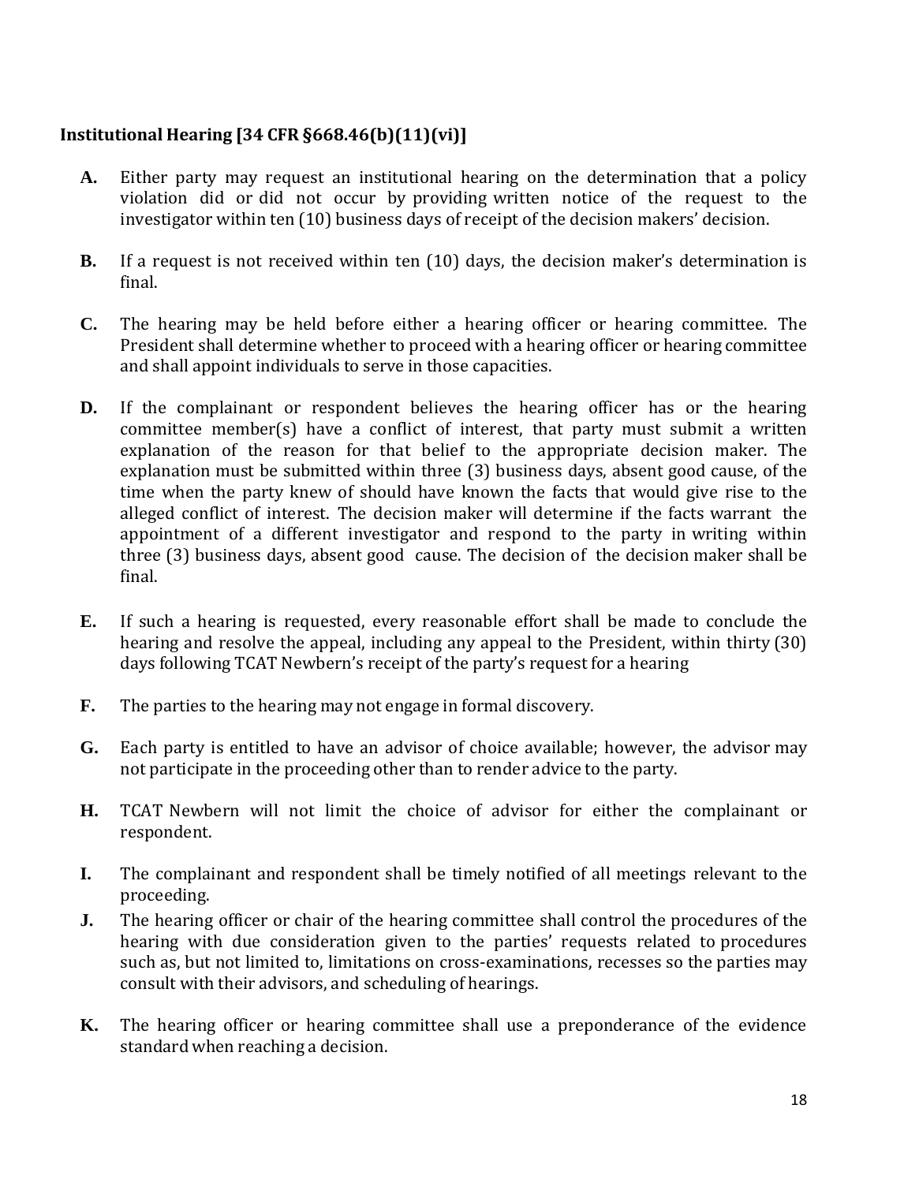**Institutional Hearing [34 CFR §668.46(b)(11)(vi)]**

**A.** Either party may request an institutional hearing on the determination that a policy violation did or did not occur by providing written notice of the request to the investigator within ten (10) business days of receipt of the decision makers' decision.

**B.** If a request is not received within ten (10) days, the decision maker's determination is final.

**C.** The hearing may be held before either a hearing officer or hearing committee. The President shall determine whether to proceed with a hearing officer or hearing committee and shall appoint individuals to serve in those capacities.

**D.** If the complainant or respondent believes the hearing officer has or the hearing committee member(s) have a conflict of interest, that party must submit a written explanation of the reason for that belief to the appropriate decision maker. The explanation must be submitted within three (3) business days, absent good cause, of the time when the party knew of should have known the facts that would give rise to the alleged conflict of interest. The decision maker will determine if the facts warrant the appointment of a different investigator and respond to the party in writing within three (3) business days, absent good cause. The decision of the decision maker shall be final.

**E.** If such a hearing is requested, every reasonable effort shall be made to conclude the hearing and resolve the appeal, including any appeal to the President, within thirty (30) days following TCAT Newbern's receipt of the party's request for a hearing

**F.** The parties to the hearing may not engage in formal discovery.

**G.** Each party is entitled to have an advisor of choice available; however, the advisor may not participate in the proceeding other than to render advice to the party.

**H.** TCAT Newbern will not limit the choice of advisor for either the complainant or respondent.

**I.** The complainant and respondent shall be timely notified of all meetings relevant to the proceeding.

**J.** The hearing officer or chair of the hearing committee shall control the procedures of the hearing with due consideration given to the parties' requests related to procedures such as, but not limited to, limitations on cross-examinations, recesses so the parties may consult with their advisors, and scheduling of hearings.

**K.** The hearing officer or hearing committee shall use a preponderance of the evidence standard when reaching a decision.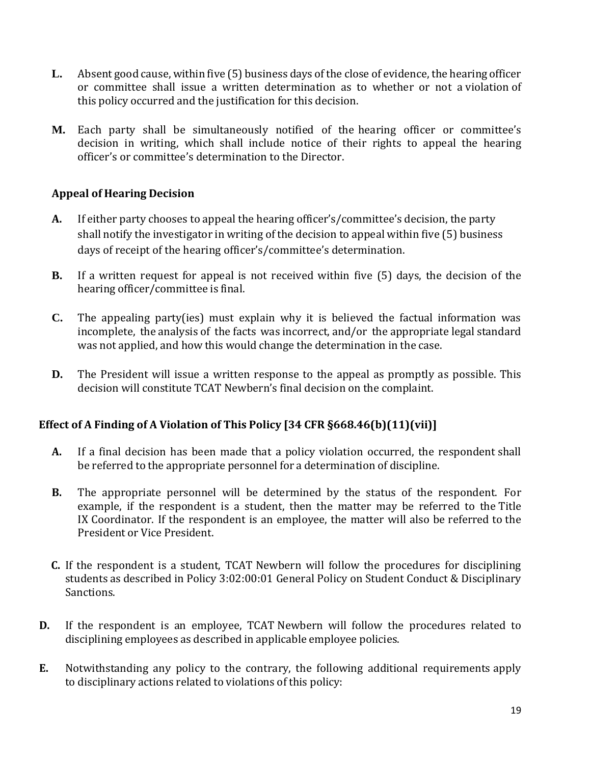**L.** Absent good cause, within five (5) business days of the close of evidence, the hearing officer or committee shall issue a written determination as to whether or not a violation of this policy occurred and the justification for this decision.

**M.** Each party shall be simultaneously notified of the hearing officer or committee's decision in writing, which shall include notice of their rights to appeal the hearing officer's or committee's determination to the Director.

### Appeal of Hearing Decision

**A.** If either party chooses to appeal the hearing officer's/committee's decision, the party shall notify the investigator in writing of the decision to appeal within five (5) business days of receipt of the hearing officer's/committee's determination.

**B.** If a written request for appeal is not received within five (5) days, the decision of the hearing officer/committee is final.

**C.** The appealing party(ies) must explain why it is believed the factual information was incomplete, the analysis of the facts was incorrect, and/or the appropriate legal standard was not applied, and how this would change the determination in the case.

**D.** The President will issue a written response to the appeal as promptly as possible. This decision will constitute TCAT Newbern's final decision on the complaint.

## Effect of A Finding of A Violation of This Policy [34 CFR §668.46(b)(11)(vii)]

**A.** If a final decision has been made that a policy violation occurred, the respondent shall be referred to the appropriate personnel for a determination of discipline.

**B.** The appropriate personnel will be determined by the status of the respondent. For example, if the respondent is a student, then the matter may be referred to the Title IX Coordinator. If the respondent is an employee, the matter will also be referred to the President or Vice President.

**C.** If the respondent is a student, TCAT Newbern will follow the procedures for disciplining students as described in Policy 3:02:00:01 General Policy on Student Conduct & Disciplinary Sanctions.

**D.** If the respondent is an employee, TCAT Newbern will follow the procedures related to disciplining employees as described in applicable employee policies.

**E.** Notwithstanding any policy to the contrary, the following additional requirements apply to disciplinary actions related to violations of this policy: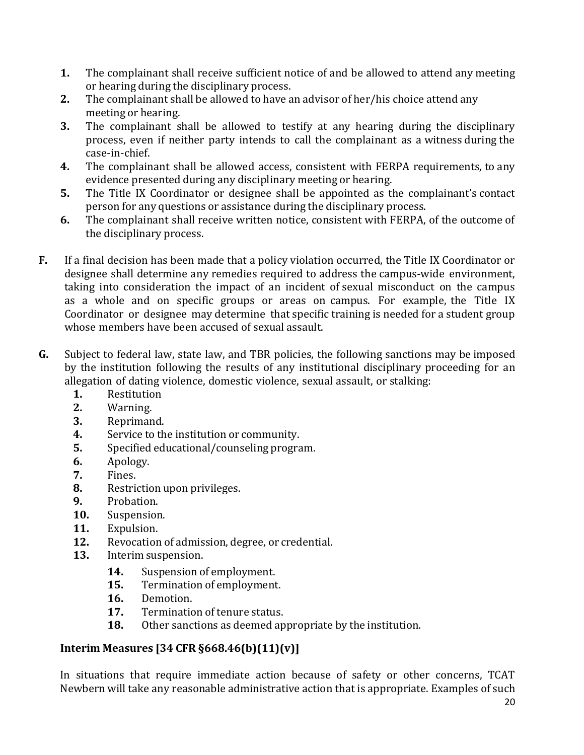1. The complainant shall receive sufficient notice of and be allowed to attend any meeting or hearing during the disciplinary process.
2. The complainant shall be allowed to have an advisor of her/his choice attend any meeting or hearing.
3. The complainant shall be allowed to testify at any hearing during the disciplinary process, even if neither party intends to call the complainant as a witness during the case-in-chief.
4. The complainant shall be allowed access, consistent with FERPA requirements, to any evidence presented during any disciplinary meeting or hearing.
5. The Title IX Coordinator or designee shall be appointed as the complainant's contact person for any questions or assistance during the disciplinary process.
6. The complainant shall receive written notice, consistent with FERPA, of the outcome of the disciplinary process.

**F.** If a final decision has been made that a policy violation occurred, the Title IX Coordinator or designee shall determine any remedies required to address the campus-wide environment, taking into consideration the impact of an incident of sexual misconduct on the campus as a whole and on specific groups or areas on campus. For example, the Title IX Coordinator or designee may determine that specific training is needed for a student group whose members have been accused of sexual assault.

**G.** Subject to federal law, state law, and TBR policies, the following sanctions may be imposed by the institution following the results of any institutional disciplinary proceeding for an allegation of dating violence, domestic violence, sexual assault, or stalking:

1. Restitution
2. Warning.
3. Reprimand.
4. Service to the institution or community.
5. Specified educational/counseling program.
6. Apology.
7. Fines.
8. Restriction upon privileges.
9. Probation.
10. Suspension.
11. Expulsion.
12. Revocation of admission, degree, or credential.
13. Interim suspension.
14. Suspension of employment.
15. Termination of employment.
16. Demotion.
17. Termination of tenure status.
18. Other sanctions as deemed appropriate by the institution.

**Interim Measures [34 CFR §668.46(b)(11)(v)]**

In situations that require immediate action because of safety or other concerns, TCAT Newbern will take any reasonable administrative action that is appropriate. Examples of such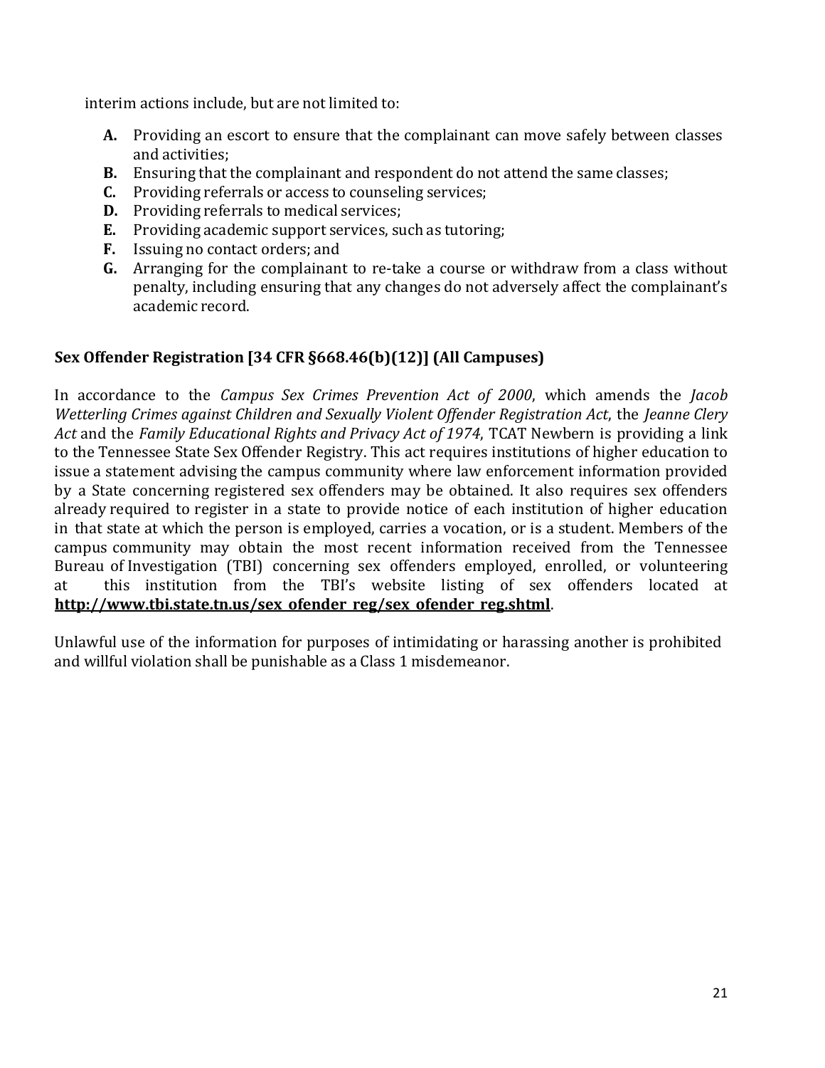interim actions include, but are not limited to:

- **A.** Providing an escort to ensure that the complainant can move safely between classes and activities;
- **B.** Ensuring that the complainant and respondent do not attend the same classes;
- **C.** Providing referrals or access to counseling services;
- **D.** Providing referrals to medical services;
- **E.** Providing academic support services, such as tutoring;
- **F.** Issuing no contact orders; and
- **G.** Arranging for the complainant to re-take a course or withdraw from a class without penalty, including ensuring that any changes do not adversely affect the complainant's academic record.

### Sex Offender Registration [34 CFR §668.46(b)(12)] (All Campuses)

In accordance to the *Campus Sex Crimes Prevention Act of 2000*, which amends the *Jacob Wetterling Crimes against Children and Sexually Violent Offender Registration Act*, the *Jeanne Clery Act* and the *Family Educational Rights and Privacy Act of 1974*, TCAT Newbern is providing a link to the Tennessee State Sex Offender Registry. This act requires institutions of higher education to issue a statement advising the campus community where law enforcement information provided by a State concerning registered sex offenders may be obtained. It also requires sex offenders already required to register in a state to provide notice of each institution of higher education in that state at which the person is employed, carries a vocation, or is a student. Members of the campus community may obtain the most recent information received from the Tennessee Bureau of Investigation (TBI) concerning sex offenders employed, enrolled, or volunteering at this institution from the TBI's website listing of sex offenders located at **http://www.tbi.state.tn.us/sex_ofender_reg/sex_ofender_reg.shtml**.

Unlawful use of the information for purposes of intimidating or harassing another is prohibited and willful violation shall be punishable as a Class 1 misdemeanor.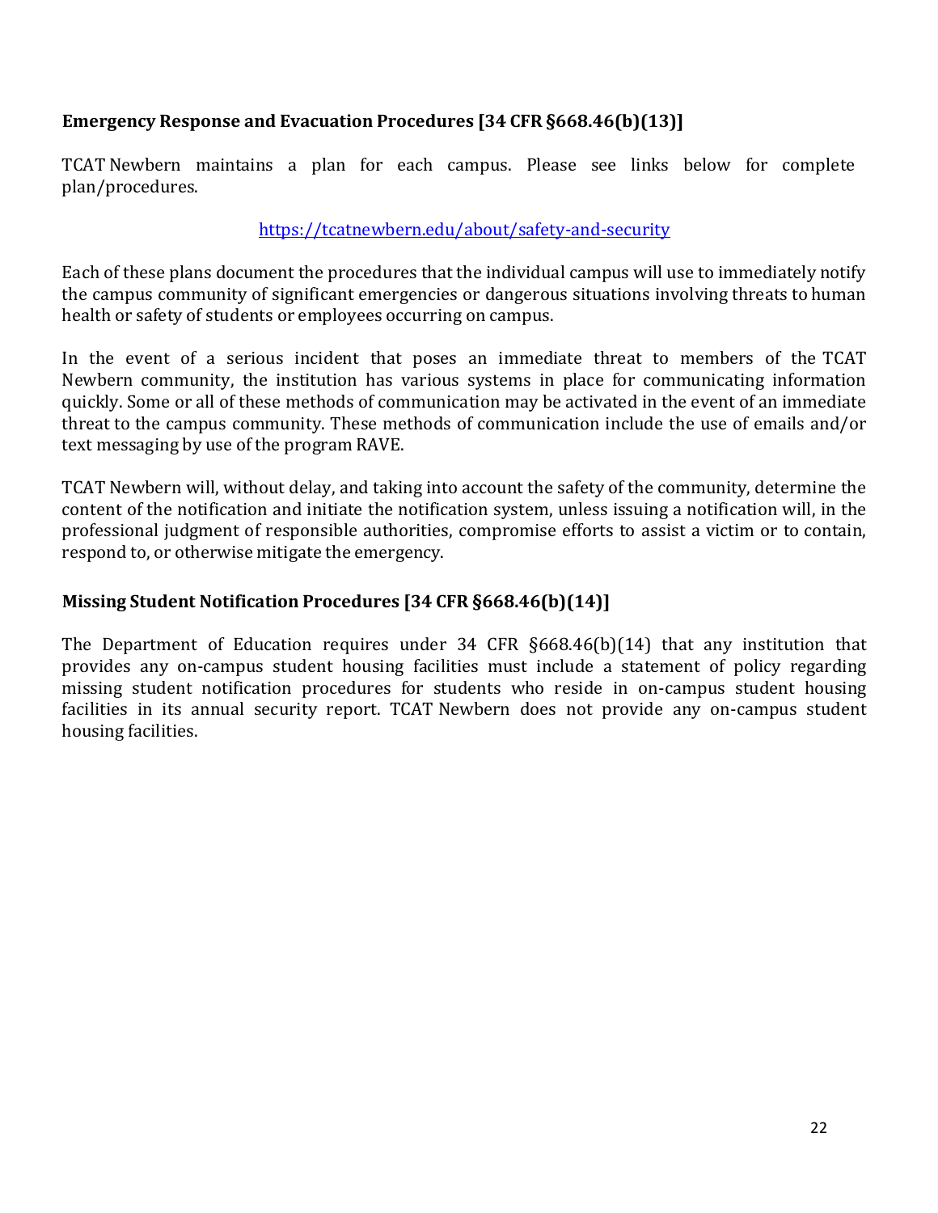## Emergency Response and Evacuation Procedures [34 CFR §668.46(b)(13)]

TCAT Newbern maintains a plan for each campus. Please see links below for complete plan/procedures.

https://tcatnewbern.edu/about/safety-and-security

Each of these plans document the procedures that the individual campus will use to immediately notify the campus community of significant emergencies or dangerous situations involving threats to human health or safety of students or employees occurring on campus.

In the event of a serious incident that poses an immediate threat to members of the TCAT Newbern community, the institution has various systems in place for communicating information quickly. Some or all of these methods of communication may be activated in the event of an immediate threat to the campus community. These methods of communication include the use of emails and/or text messaging by use of the program RAVE.

TCAT Newbern will, without delay, and taking into account the safety of the community, determine the content of the notification and initiate the notification system, unless issuing a notification will, in the professional judgment of responsible authorities, compromise efforts to assist a victim or to contain, respond to, or otherwise mitigate the emergency.

## Missing Student Notification Procedures [34 CFR §668.46(b)(14)]

The Department of Education requires under 34 CFR §668.46(b)(14) that any institution that provides any on-campus student housing facilities must include a statement of policy regarding missing student notification procedures for students who reside in on-campus student housing facilities in its annual security report. TCAT Newbern does not provide any on-campus student housing facilities.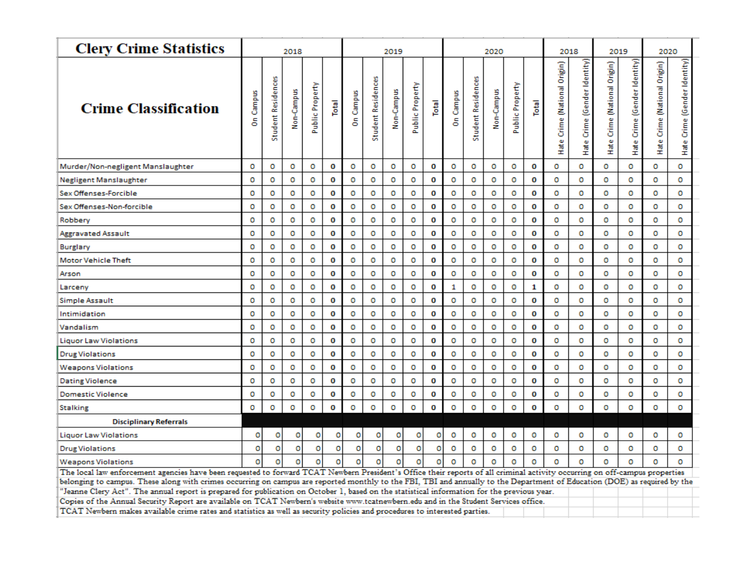| Clery Crime Statistics | 2018 | | | | | 2019 | | | | | 2020 | | | | | 2018 | | 2019 | | 2020 | |
|---|---|---|---|---|---|---|---|---|---|---|---|---|---|---|---|---|---|---|---|---|---|
| **Crime Classification** | On Campus | Student Residences | Non-Campus | Public Property | Total | On Campus | Student Residences | Non-Campus | Public Property | Total | On Campus | Student Residences | Non-Campus | Public Property | Total | Hate Crime (National Origin) | Hate Crime (Gender Identity) | Hate Crime (National Origin) | Hate Crime (Gender Identity) | Hate Crime (National Origin) | Hate Crime (Gender Identity) |
| Murder/Non-negligent Manslaughter | 0 | 0 | 0 | 0 | **0** | 0 | 0 | 0 | 0 | **0** | 0 | 0 | 0 | 0 | **0** | 0 | 0 | 0 | 0 | 0 | 0 |
| Negligent Manslaughter | 0 | 0 | 0 | 0 | **0** | 0 | 0 | 0 | 0 | **0** | 0 | 0 | 0 | 0 | **0** | 0 | 0 | 0 | 0 | 0 | 0 |
| Sex Offenses-Forcible | 0 | 0 | 0 | 0 | **0** | 0 | 0 | 0 | 0 | **0** | 0 | 0 | 0 | 0 | **0** | 0 | 0 | 0 | 0 | 0 | 0 |
| Sex Offenses-Non-forcible | 0 | 0 | 0 | 0 | **0** | 0 | 0 | 0 | 0 | **0** | 0 | 0 | 0 | 0 | **0** | 0 | 0 | 0 | 0 | 0 | 0 |
| Robbery | 0 | 0 | 0 | 0 | **0** | 0 | 0 | 0 | 0 | **0** | 0 | 0 | 0 | 0 | **0** | 0 | 0 | 0 | 0 | 0 | 0 |
| Aggravated Assault | 0 | 0 | 0 | 0 | **0** | 0 | 0 | 0 | 0 | **0** | 0 | 0 | 0 | 0 | **0** | 0 | 0 | 0 | 0 | 0 | 0 |
| Burglary | 0 | 0 | 0 | 0 | **0** | 0 | 0 | 0 | 0 | **0** | 0 | 0 | 0 | 0 | **0** | 0 | 0 | 0 | 0 | 0 | 0 |
| Motor Vehicle Theft | 0 | 0 | 0 | 0 | **0** | 0 | 0 | 0 | 0 | **0** | 0 | 0 | 0 | 0 | **0** | 0 | 0 | 0 | 0 | 0 | 0 |
| Arson | 0 | 0 | 0 | 0 | **0** | 0 | 0 | 0 | 0 | **0** | 0 | 0 | 0 | 0 | **0** | 0 | 0 | 0 | 0 | 0 | 0 |
| Larceny | 0 | 0 | 0 | 0 | **0** | 0 | 0 | 0 | 0 | **0** | 1 | 0 | 0 | 0 | **1** | 0 | 0 | 0 | 0 | 0 | 0 |
| Simple Assault | 0 | 0 | 0 | 0 | **0** | 0 | 0 | 0 | 0 | **0** | 0 | 0 | 0 | 0 | **0** | 0 | 0 | 0 | 0 | 0 | 0 |
| Intimidation | 0 | 0 | 0 | 0 | **0** | 0 | 0 | 0 | 0 | **0** | 0 | 0 | 0 | 0 | **0** | 0 | 0 | 0 | 0 | 0 | 0 |
| Vandalism | 0 | 0 | 0 | 0 | **0** | 0 | 0 | 0 | 0 | **0** | 0 | 0 | 0 | 0 | **0** | 0 | 0 | 0 | 0 | 0 | 0 |
| Liquor Law Violations | 0 | 0 | 0 | 0 | **0** | 0 | 0 | 0 | 0 | **0** | 0 | 0 | 0 | 0 | **0** | 0 | 0 | 0 | 0 | 0 | 0 |
| Drug Violations | 0 | 0 | 0 | 0 | **0** | 0 | 0 | 0 | 0 | **0** | 0 | 0 | 0 | 0 | **0** | 0 | 0 | 0 | 0 | 0 | 0 |
| Weapons Violations | 0 | 0 | 0 | 0 | **0** | 0 | 0 | 0 | 0 | **0** | 0 | 0 | 0 | 0 | **0** | 0 | 0 | 0 | 0 | 0 | 0 |
| Dating Violence | 0 | 0 | 0 | 0 | **0** | 0 | 0 | 0 | 0 | **0** | 0 | 0 | 0 | 0 | **0** | 0 | 0 | 0 | 0 | 0 | 0 |
| Domestic Violence | 0 | 0 | 0 | 0 | **0** | 0 | 0 | 0 | 0 | **0** | 0 | 0 | 0 | 0 | **0** | 0 | 0 | 0 | 0 | 0 | 0 |
| Stalking | 0 | 0 | 0 | 0 | **0** | 0 | 0 | 0 | 0 | **0** | 0 | 0 | 0 | 0 | **0** | 0 | 0 | 0 | 0 | 0 | 0 |
| **Disciplinary Referrals** | | | | | | | | | | | | | | | | | | | | | |
| Liquor Law Violations | 0 | 0 | 0 | 0 | 0 | 0 | 0 | 0 | 0 | 0 | 0 | 0 | 0 | 0 | 0 | 0 | 0 | 0 | 0 | 0 | 0 |
| Drug Violations | 0 | 0 | 0 | 0 | 0 | 0 | 0 | 0 | 0 | 0 | 0 | 0 | 0 | 0 | 0 | 0 | 0 | 0 | 0 | 0 | 0 |
| Weapons Violations | 0 | 0 | 0 | 0 | 0 | 0 | 0 | 0 | 0 | 0 | 0 | 0 | 0 | 0 | 0 | 0 | 0 | 0 | 0 | 0 | 0 |

The local law enforcement agencies have been requested to forward TCAT Newbern President's Office their reports of all criminal activity occurring on off-campus properties belonging to campus. These along with crimes occurring on campus are reported monthly to the FBI, TBI and annually to the Department of Education (DOE) as required by the "Jeanne Clery Act". The annual report is prepared for publication on October 1, based on the statistical information for the previous year.

Copies of the Annual Security Report are available on TCAT Newbern's website www.tcatnewbern.edu and in the Student Services office.

TCAT Newbern makes available crime rates and statistics as well as security policies and procedures to interested parties.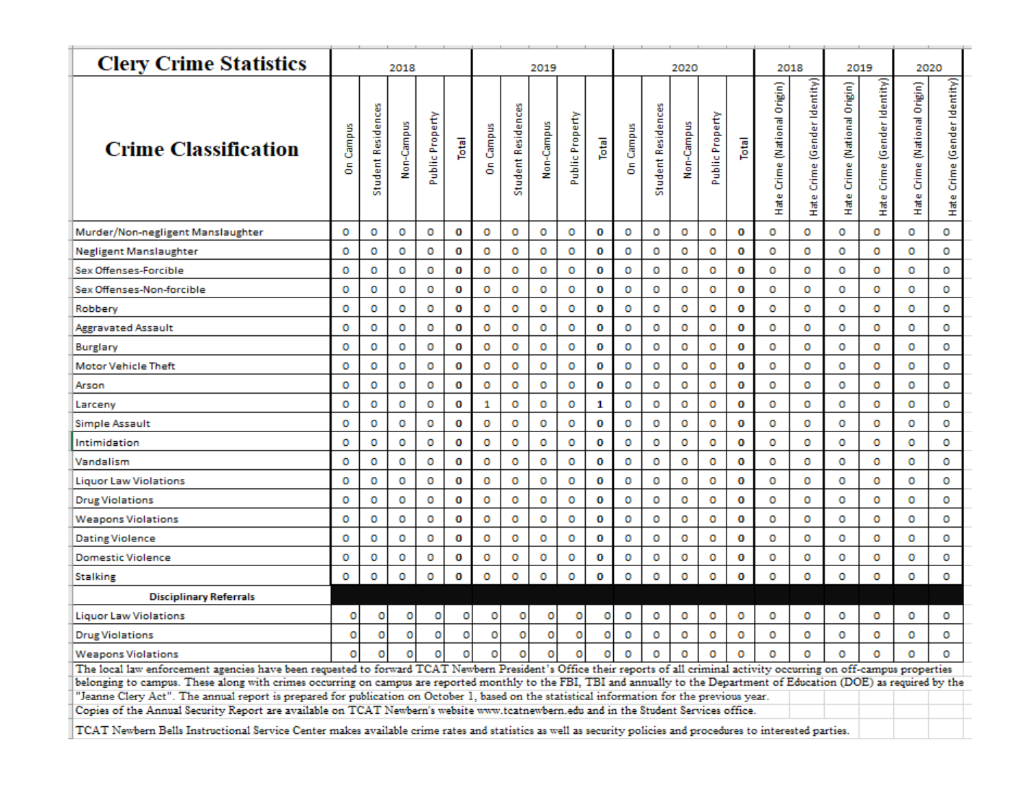| Clery Crime Statistics | 2018 | | | | | 2019 | | | | | 2020 | | | | | 2018 | | 2019 | | 2020 | |
|---|---|---|---|---|---|---|---|---|---|---|---|---|---|---|---|---|---|---|---|---|---|
| Crime Classification | On Campus | Student Residences | Non-Campus | Public Property | Total | On Campus | Student Residences | Non-Campus | Public Property | Total | On Campus | Student Residences | Non-Campus | Public Property | Total | Hate Crime (National Origin) | Hate Crime (Gender Identity) | Hate Crime (National Origin) | Hate Crime (Gender Identity) | Hate Crime (National Origin) | Hate Crime (Gender Identity) |
| Murder/Non-negligent Manslaughter | 0 | 0 | 0 | 0 | **0** | 0 | 0 | 0 | 0 | **0** | 0 | 0 | 0 | 0 | **0** | 0 | 0 | 0 | 0 | 0 | 0 |
| Negligent Manslaughter | 0 | 0 | 0 | 0 | **0** | 0 | 0 | 0 | 0 | **0** | 0 | 0 | 0 | 0 | **0** | 0 | 0 | 0 | 0 | 0 | 0 |
| Sex Offenses-Forcible | 0 | 0 | 0 | 0 | **0** | 0 | 0 | 0 | 0 | **0** | 0 | 0 | 0 | 0 | **0** | 0 | 0 | 0 | 0 | 0 | 0 |
| Sex Offenses-Non-forcible | 0 | 0 | 0 | 0 | **0** | 0 | 0 | 0 | 0 | **0** | 0 | 0 | 0 | 0 | **0** | 0 | 0 | 0 | 0 | 0 | 0 |
| Robbery | 0 | 0 | 0 | 0 | **0** | 0 | 0 | 0 | 0 | **0** | 0 | 0 | 0 | 0 | **0** | 0 | 0 | 0 | 0 | 0 | 0 |
| Aggravated Assault | 0 | 0 | 0 | 0 | **0** | 0 | 0 | 0 | 0 | **0** | 0 | 0 | 0 | 0 | **0** | 0 | 0 | 0 | 0 | 0 | 0 |
| Burglary | 0 | 0 | 0 | 0 | **0** | 0 | 0 | 0 | 0 | **0** | 0 | 0 | 0 | 0 | **0** | 0 | 0 | 0 | 0 | 0 | 0 |
| Motor Vehicle Theft | 0 | 0 | 0 | 0 | **0** | 0 | 0 | 0 | 0 | **0** | 0 | 0 | 0 | 0 | **0** | 0 | 0 | 0 | 0 | 0 | 0 |
| Arson | 0 | 0 | 0 | 0 | **0** | 0 | 0 | 0 | 0 | **0** | 0 | 0 | 0 | 0 | **0** | 0 | 0 | 0 | 0 | 0 | 0 |
| Larceny | 0 | 0 | 0 | 0 | **0** | 1 | 0 | 0 | 0 | **1** | 0 | 0 | 0 | 0 | **0** | 0 | 0 | 0 | 0 | 0 | 0 |
| Simple Assault | 0 | 0 | 0 | 0 | **0** | 0 | 0 | 0 | 0 | **0** | 0 | 0 | 0 | 0 | **0** | 0 | 0 | 0 | 0 | 0 | 0 |
| Intimidation | 0 | 0 | 0 | 0 | **0** | 0 | 0 | 0 | 0 | **0** | 0 | 0 | 0 | 0 | **0** | 0 | 0 | 0 | 0 | 0 | 0 |
| Vandalism | 0 | 0 | 0 | 0 | **0** | 0 | 0 | 0 | 0 | **0** | 0 | 0 | 0 | 0 | **0** | 0 | 0 | 0 | 0 | 0 | 0 |
| Liquor Law Violations | 0 | 0 | 0 | 0 | **0** | 0 | 0 | 0 | 0 | **0** | 0 | 0 | 0 | 0 | **0** | 0 | 0 | 0 | 0 | 0 | 0 |
| Drug Violations | 0 | 0 | 0 | 0 | **0** | 0 | 0 | 0 | 0 | **0** | 0 | 0 | 0 | 0 | **0** | 0 | 0 | 0 | 0 | 0 | 0 |
| Weapons Violations | 0 | 0 | 0 | 0 | **0** | 0 | 0 | 0 | 0 | **0** | 0 | 0 | 0 | 0 | **0** | 0 | 0 | 0 | 0 | 0 | 0 |
| Dating Violence | 0 | 0 | 0 | 0 | **0** | 0 | 0 | 0 | 0 | **0** | 0 | 0 | 0 | 0 | **0** | 0 | 0 | 0 | 0 | 0 | 0 |
| Domestic Violence | 0 | 0 | 0 | 0 | **0** | 0 | 0 | 0 | 0 | **0** | 0 | 0 | 0 | 0 | **0** | 0 | 0 | 0 | 0 | 0 | 0 |
| Stalking | 0 | 0 | 0 | 0 | **0** | 0 | 0 | 0 | 0 | **0** | 0 | 0 | 0 | 0 | **0** | 0 | 0 | 0 | 0 | 0 | 0 |
| **Disciplinary Referrals** | | | | | | | | | | | | | | | | | | | | | |
| Liquor Law Violations | 0 | 0 | 0 | 0 | 0 | 0 | 0 | 0 | 0 | 0 | 0 | 0 | 0 | 0 | 0 | 0 | 0 | 0 | 0 | 0 | 0 |
| Drug Violations | 0 | 0 | 0 | 0 | 0 | 0 | 0 | 0 | 0 | 0 | 0 | 0 | 0 | 0 | 0 | 0 | 0 | 0 | 0 | 0 | 0 |
| Weapons Violations | 0 | 0 | 0 | 0 | 0 | 0 | 0 | 0 | 0 | 0 | 0 | 0 | 0 | 0 | 0 | 0 | 0 | 0 | 0 | 0 | 0 |

The local law enforcement agencies have been requested to forward TCAT Newbern President's Office their reports of all criminal activity occurring on off-campus properties belonging to campus. These along with crimes occurring on campus are reported monthly to the FBI, TBI and annually to the Department of Education (DOE) as required by the "Jeanne Clery Act". The annual report is prepared for publication on October 1, based on the statistical information for the previous year.

Copies of the Annual Security Report are available on TCAT Newbern's website www.tcatnewbern.edu and in the Student Services office.

TCAT Newbern Bells Instructional Service Center makes available crime rates and statistics as well as security policies and procedures to interested parties.